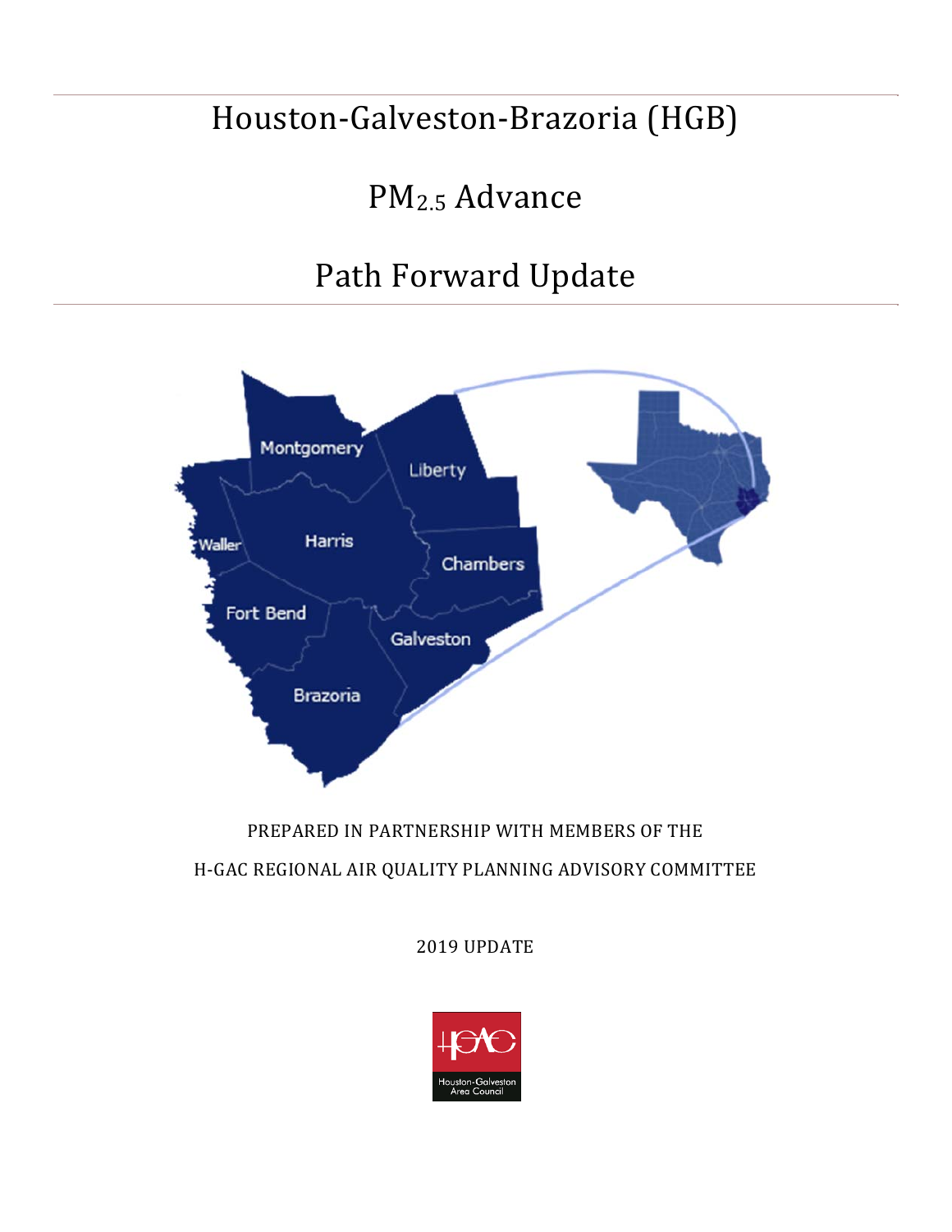# Houston-Galveston-Brazoria (HGB)

# $PM_{2.5}$ Advance

# Path Forward Update

PREPARED IN PARTNERSHIP WITH MEMBERS OF THE

H-GAC REGIONAL AIR QUALITY PLANNING ADVISORY COMMITTEE

2019 UPDATE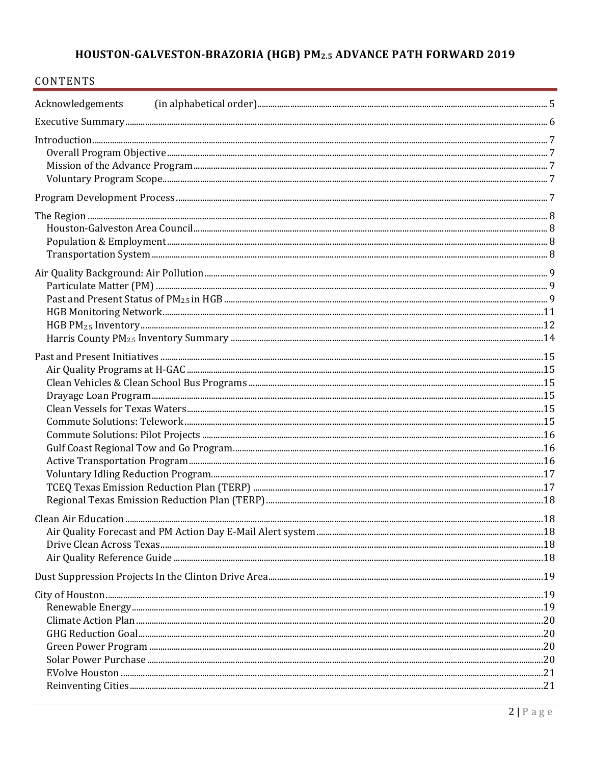# HOUSTON-GALVESTON-BRAZORIA (HGB) $PM_{2.5}$ ADVANCE PATH FORWARD 2019

## CONTENTS

- Acknowledgements (in alphabetical order) ..... 5
- Executive Summary ..... 6
- Introduction ..... 7
  - Overall Program Objective ..... 7
  - Mission of the Advance Program ..... 7
  - Voluntary Program Scope ..... 7
- Program Development Process ..... 7
- The Region ..... 8
  - Houston-Galveston Area Council ..... 8
  - Population & Employment ..... 8
  - Transportation System ..... 8
- Air Quality Background: Air Pollution ..... 9
  - Particulate Matter (PM) ..... 9
  - Past and Present Status of $PM_{2.5}$ in HGB ..... 9
  - HGB Monitoring Network ..... 11
  - HGB $PM_{2.5}$ Inventory ..... 12
  - Harris County $PM_{2.5}$ Inventory Summary ..... 14
- Past and Present Initiatives ..... 15
  - Air Quality Programs at H-GAC ..... 15
  - Clean Vehicles & Clean School Bus Programs ..... 15
  - Drayage Loan Program ..... 15
  - Clean Vessels for Texas Waters ..... 15
  - Commute Solutions: Telework ..... 15
  - Commute Solutions: Pilot Projects ..... 16
  - Gulf Coast Regional Tow and Go Program ..... 16
  - Active Transportation Program ..... 16
  - Voluntary Idling Reduction Program ..... 17
  - TCEQ Texas Emission Reduction Plan (TERP) ..... 17
  - Regional Texas Emission Reduction Plan (TERP) ..... 18
- Clean Air Education ..... 18
  - Air Quality Forecast and PM Action Day E-Mail Alert system ..... 18
  - Drive Clean Across Texas ..... 18
  - Air Quality Reference Guide ..... 18
- Dust Suppression Projects In the Clinton Drive Area ..... 19
- City of Houston ..... 19
  - Renewable Energy ..... 19
  - Climate Action Plan ..... 20
  - GHG Reduction Goal ..... 20
  - Green Power Program ..... 20
  - Solar Power Purchase ..... 20
  - EVolve Houston ..... 21
  - Reinventing Cities ..... 21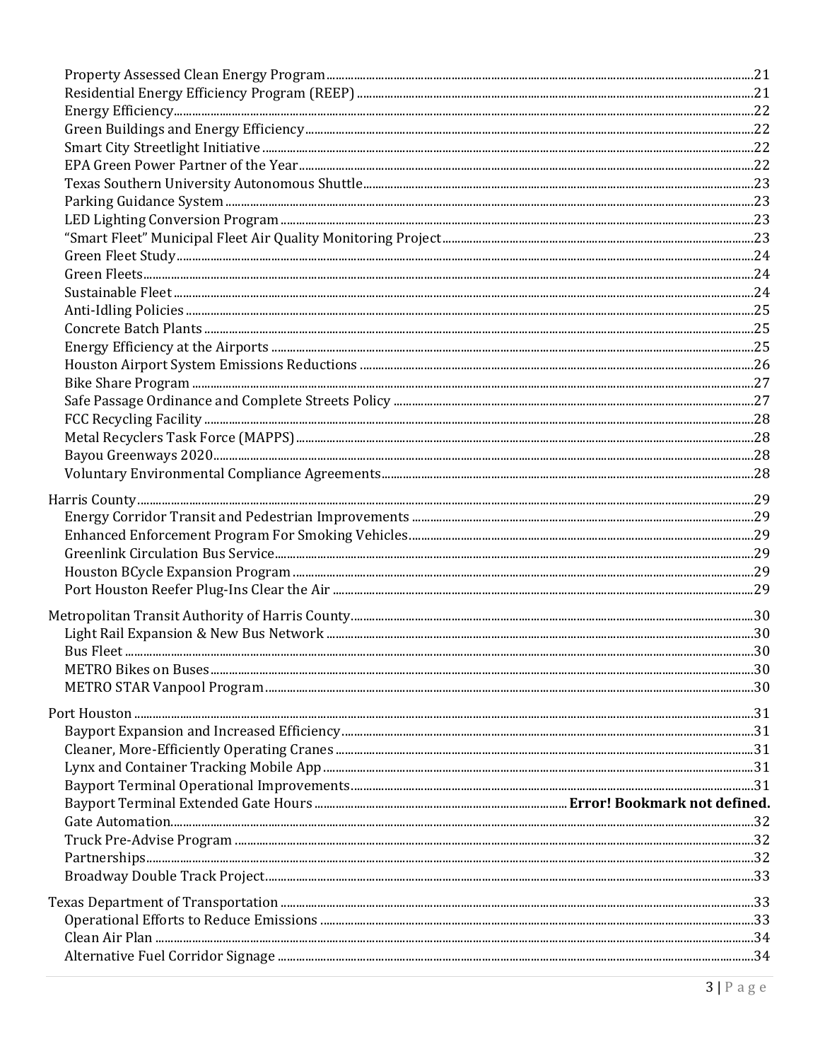Property Assessed Clean Energy Program ..... 21
Residential Energy Efficiency Program (REEP) ..... 21
Energy Efficiency ..... 22
Green Buildings and Energy Efficiency ..... 22
Smart City Streetlight Initiative ..... 22
EPA Green Power Partner of the Year ..... 22
Texas Southern University Autonomous Shuttle ..... 23
Parking Guidance System ..... 23
LED Lighting Conversion Program ..... 23
"Smart Fleet" Municipal Fleet Air Quality Monitoring Project ..... 23
Green Fleet Study ..... 24
Green Fleets ..... 24
Sustainable Fleet ..... 24
Anti-Idling Policies ..... 25
Concrete Batch Plants ..... 25
Energy Efficiency at the Airports ..... 25
Houston Airport System Emissions Reductions ..... 26
Bike Share Program ..... 27
Safe Passage Ordinance and Complete Streets Policy ..... 27
FCC Recycling Facility ..... 28
Metal Recyclers Task Force (MAPPS) ..... 28
Bayou Greenways 2020 ..... 28
Voluntary Environmental Compliance Agreements ..... 28

Harris County ..... 29
Energy Corridor Transit and Pedestrian Improvements ..... 29
Enhanced Enforcement Program For Smoking Vehicles ..... 29
Greenlink Circulation Bus Service ..... 29
Houston BCycle Expansion Program ..... 29
Port Houston Reefer Plug-Ins Clear the Air ..... 29

Metropolitan Transit Authority of Harris County ..... 30
Light Rail Expansion & New Bus Network ..... 30
Bus Fleet ..... 30
METRO Bikes on Buses ..... 30
METRO STAR Vanpool Program ..... 30

Port Houston ..... 31
Bayport Expansion and Increased Efficiency ..... 31
Cleaner, More-Efficiently Operating Cranes ..... 31
Lynx and Container Tracking Mobile App ..... 31
Bayport Terminal Operational Improvements ..... 31
Bayport Terminal Extended Gate Hours ..... **Error! Bookmark not defined.**
Gate Automation ..... 32
Truck Pre-Advise Program ..... 32
Partnerships ..... 32
Broadway Double Track Project ..... 33

Texas Department of Transportation ..... 33
Operational Efforts to Reduce Emissions ..... 33
Clean Air Plan ..... 34
Alternative Fuel Corridor Signage ..... 34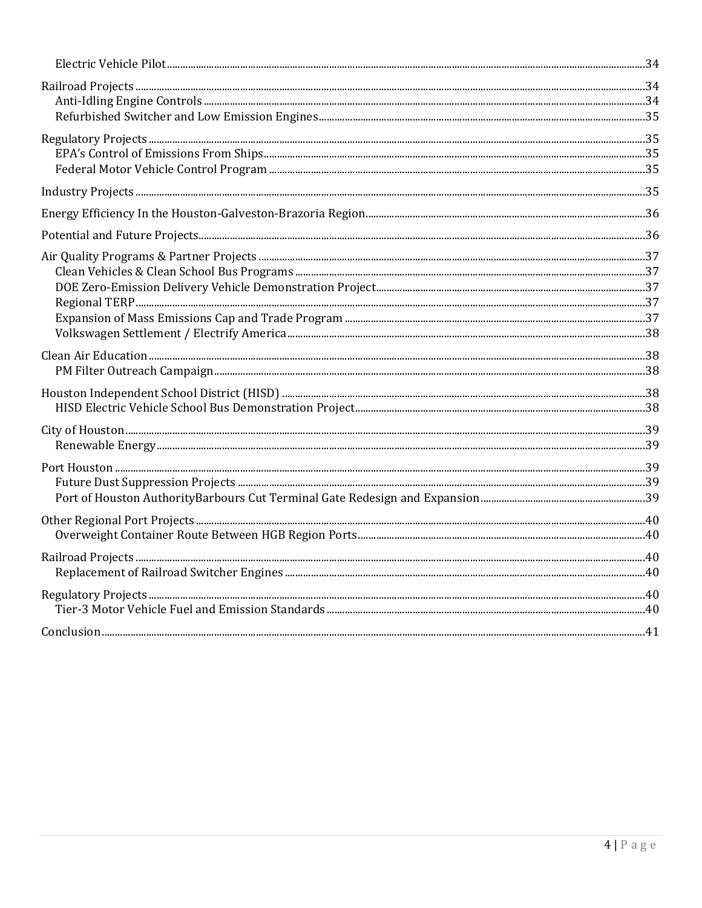- Electric Vehicle Pilot ..... 34

- Railroad Projects ..... 34
  - Anti-Idling Engine Controls ..... 34
  - Refurbished Switcher and Low Emission Engines ..... 35

- Regulatory Projects ..... 35
  - EPA's Control of Emissions From Ships ..... 35
  - Federal Motor Vehicle Control Program ..... 35

- Industry Projects ..... 35

- Energy Efficiency In the Houston-Galveston-Brazoria Region ..... 36

- Potential and Future Projects ..... 36

- Air Quality Programs & Partner Projects ..... 37
  - Clean Vehicles & Clean School Bus Programs ..... 37
  - DOE Zero-Emission Delivery Vehicle Demonstration Project ..... 37
  - Regional TERP ..... 37
  - Expansion of Mass Emissions Cap and Trade Program ..... 37
  - Volkswagen Settlement / Electrify America ..... 38

- Clean Air Education ..... 38
  - PM Filter Outreach Campaign ..... 38

- Houston Independent School District (HISD) ..... 38
  - HISD Electric Vehicle School Bus Demonstration Project ..... 38

- City of Houston ..... 39
  - Renewable Energy ..... 39

- Port Houston ..... 39
  - Future Dust Suppression Projects ..... 39
  - Port of Houston AuthorityBarbours Cut Terminal Gate Redesign and Expansion ..... 39

- Other Regional Port Projects ..... 40
  - Overweight Container Route Between HGB Region Ports ..... 40

- Railroad Projects ..... 40
  - Replacement of Railroad Switcher Engines ..... 40

- Regulatory Projects ..... 40
  - Tier-3 Motor Vehicle Fuel and Emission Standards ..... 40

- Conclusion ..... 41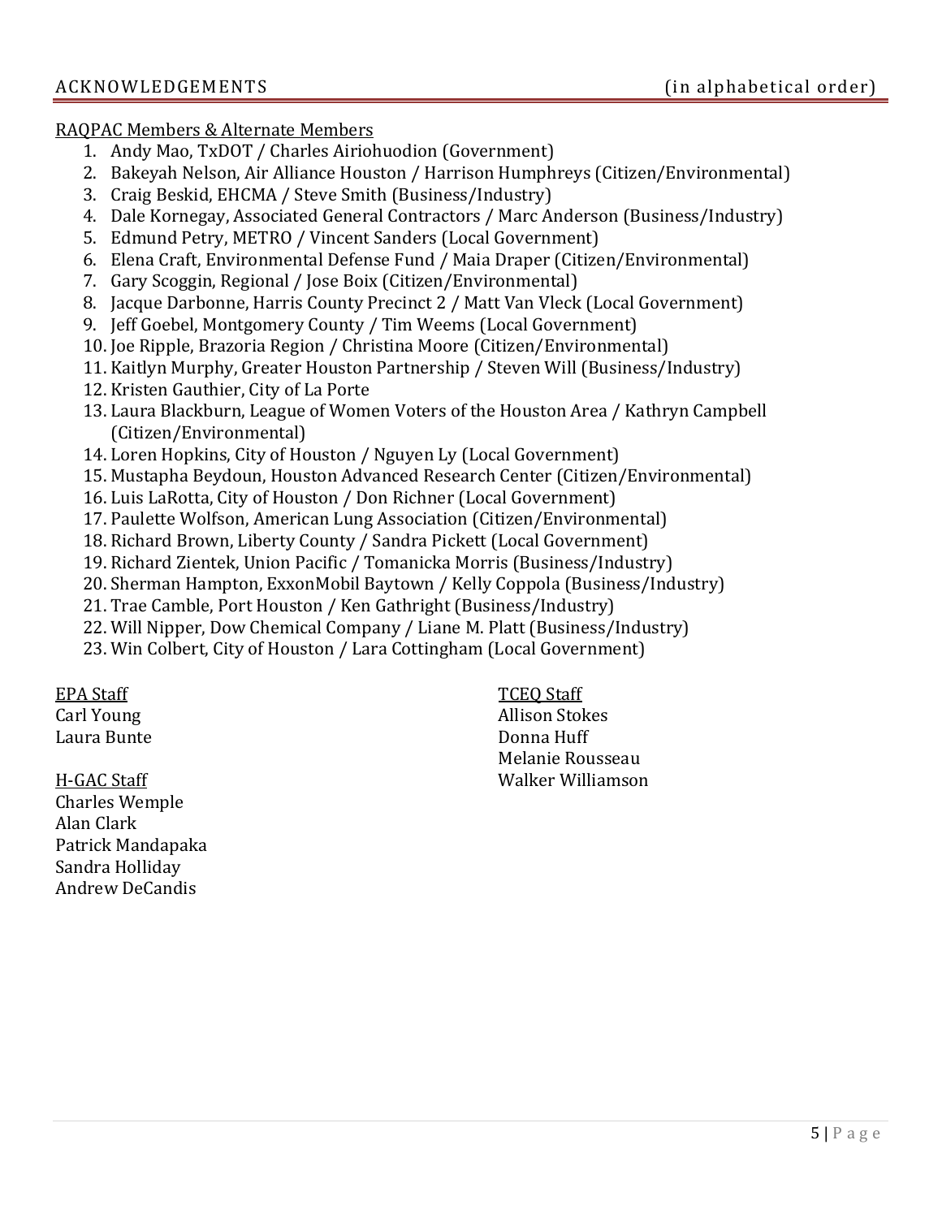## ACKNOWLEDGEMENTS (in alphabetical order)

RAQPAC Members & Alternate Members

1. Andy Mao, TxDOT / Charles Airiohuodion (Government)
2. Bakeyah Nelson, Air Alliance Houston / Harrison Humphreys (Citizen/Environmental)
3. Craig Beskid, EHCMA / Steve Smith (Business/Industry)
4. Dale Kornegay, Associated General Contractors / Marc Anderson (Business/Industry)
5. Edmund Petry, METRO / Vincent Sanders (Local Government)
6. Elena Craft, Environmental Defense Fund / Maia Draper (Citizen/Environmental)
7. Gary Scoggin, Regional / Jose Boix (Citizen/Environmental)
8. Jacque Darbonne, Harris County Precinct 2 / Matt Van Vleck (Local Government)
9. Jeff Goebel, Montgomery County / Tim Weems (Local Government)
10. Joe Ripple, Brazoria Region / Christina Moore (Citizen/Environmental)
11. Kaitlyn Murphy, Greater Houston Partnership / Steven Will (Business/Industry)
12. Kristen Gauthier, City of La Porte
13. Laura Blackburn, League of Women Voters of the Houston Area / Kathryn Campbell (Citizen/Environmental)
14. Loren Hopkins, City of Houston / Nguyen Ly (Local Government)
15. Mustapha Beydoun, Houston Advanced Research Center (Citizen/Environmental)
16. Luis LaRotta, City of Houston / Don Richner (Local Government)
17. Paulette Wolfson, American Lung Association (Citizen/Environmental)
18. Richard Brown, Liberty County / Sandra Pickett (Local Government)
19. Richard Zientek, Union Pacific / Tomanicka Morris (Business/Industry)
20. Sherman Hampton, ExxonMobil Baytown / Kelly Coppola (Business/Industry)
21. Trae Camble, Port Houston / Ken Gathright (Business/Industry)
22. Will Nipper, Dow Chemical Company / Liane M. Platt (Business/Industry)
23. Win Colbert, City of Houston / Lara Cottingham (Local Government)

EPA Staff

Carl Young
Laura Bunte

H-GAC Staff

Charles Wemple
Alan Clark
Patrick Mandapaka
Sandra Holliday
Andrew DeCandis

TCEQ Staff

Allison Stokes
Donna Huff
Melanie Rousseau
Walker Williamson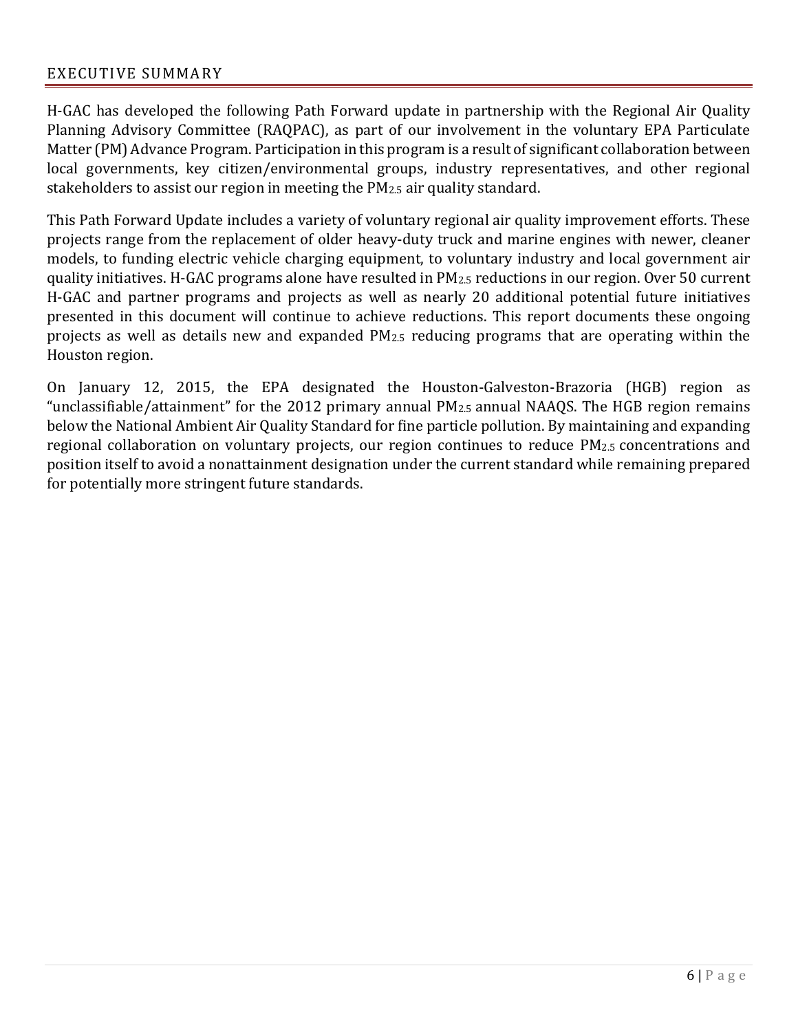## EXECUTIVE SUMMARY

H-GAC has developed the following Path Forward update in partnership with the Regional Air Quality Planning Advisory Committee (RAQPAC), as part of our involvement in the voluntary EPA Particulate Matter (PM) Advance Program. Participation in this program is a result of significant collaboration between local governments, key citizen/environmental groups, industry representatives, and other regional stakeholders to assist our region in meeting the $PM_{2.5}$ air quality standard.

This Path Forward Update includes a variety of voluntary regional air quality improvement efforts. These projects range from the replacement of older heavy-duty truck and marine engines with newer, cleaner models, to funding electric vehicle charging equipment, to voluntary industry and local government air quality initiatives. H-GAC programs alone have resulted in $PM_{2.5}$ reductions in our region. Over 50 current H-GAC and partner programs and projects as well as nearly 20 additional potential future initiatives presented in this document will continue to achieve reductions. This report documents these ongoing projects as well as details new and expanded $PM_{2.5}$ reducing programs that are operating within the Houston region.

On January 12, 2015, the EPA designated the Houston-Galveston-Brazoria (HGB) region as "unclassifiable/attainment" for the 2012 primary annual $PM_{2.5}$ annual NAAQS. The HGB region remains below the National Ambient Air Quality Standard for fine particle pollution. By maintaining and expanding regional collaboration on voluntary projects, our region continues to reduce $PM_{2.5}$ concentrations and position itself to avoid a nonattainment designation under the current standard while remaining prepared for potentially more stringent future standards.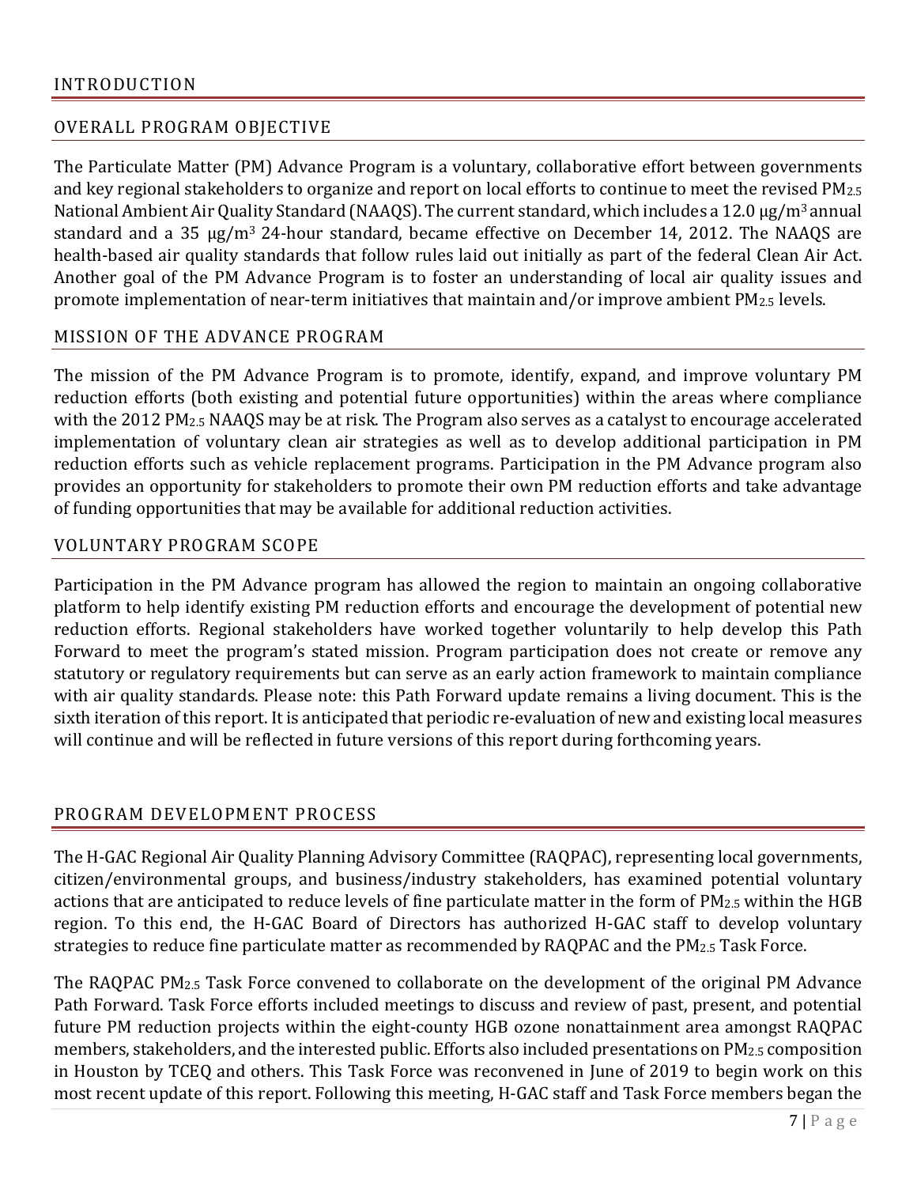# INTRODUCTION

## OVERALL PROGRAM OBJECTIVE

The Particulate Matter (PM) Advance Program is a voluntary, collaborative effort between governments and key regional stakeholders to organize and report on local efforts to continue to meet the revised $PM_{2.5}$ National Ambient Air Quality Standard (NAAQS). The current standard, which includes a 12.0 $\mu g/m^3$ annual standard and a 35 $\mu g/m^3$ 24-hour standard, became effective on December 14, 2012. The NAAQS are health-based air quality standards that follow rules laid out initially as part of the federal Clean Air Act. Another goal of the PM Advance Program is to foster an understanding of local air quality issues and promote implementation of near-term initiatives that maintain and/or improve ambient $PM_{2.5}$ levels.

## MISSION OF THE ADVANCE PROGRAM

The mission of the PM Advance Program is to promote, identify, expand, and improve voluntary PM reduction efforts (both existing and potential future opportunities) within the areas where compliance with the 2012 $PM_{2.5}$ NAAQS may be at risk. The Program also serves as a catalyst to encourage accelerated implementation of voluntary clean air strategies as well as to develop additional participation in PM reduction efforts such as vehicle replacement programs. Participation in the PM Advance program also provides an opportunity for stakeholders to promote their own PM reduction efforts and take advantage of funding opportunities that may be available for additional reduction activities.

## VOLUNTARY PROGRAM SCOPE

Participation in the PM Advance program has allowed the region to maintain an ongoing collaborative platform to help identify existing PM reduction efforts and encourage the development of potential new reduction efforts. Regional stakeholders have worked together voluntarily to help develop this Path Forward to meet the program's stated mission. Program participation does not create or remove any statutory or regulatory requirements but can serve as an early action framework to maintain compliance with air quality standards. Please note: this Path Forward update remains a living document. This is the sixth iteration of this report. It is anticipated that periodic re-evaluation of new and existing local measures will continue and will be reflected in future versions of this report during forthcoming years.

# PROGRAM DEVELOPMENT PROCESS

The H-GAC Regional Air Quality Planning Advisory Committee (RAQPAC), representing local governments, citizen/environmental groups, and business/industry stakeholders, has examined potential voluntary actions that are anticipated to reduce levels of fine particulate matter in the form of $PM_{2.5}$ within the HGB region. To this end, the H-GAC Board of Directors has authorized H-GAC staff to develop voluntary strategies to reduce fine particulate matter as recommended by RAQPAC and the $PM_{2.5}$ Task Force.

The RAQPAC $PM_{2.5}$ Task Force convened to collaborate on the development of the original PM Advance Path Forward. Task Force efforts included meetings to discuss and review of past, present, and potential future PM reduction projects within the eight-county HGB ozone nonattainment area amongst RAQPAC members, stakeholders, and the interested public. Efforts also included presentations on $PM_{2.5}$ composition in Houston by TCEQ and others. This Task Force was reconvened in June of 2019 to begin work on this most recent update of this report. Following this meeting, H-GAC staff and Task Force members began the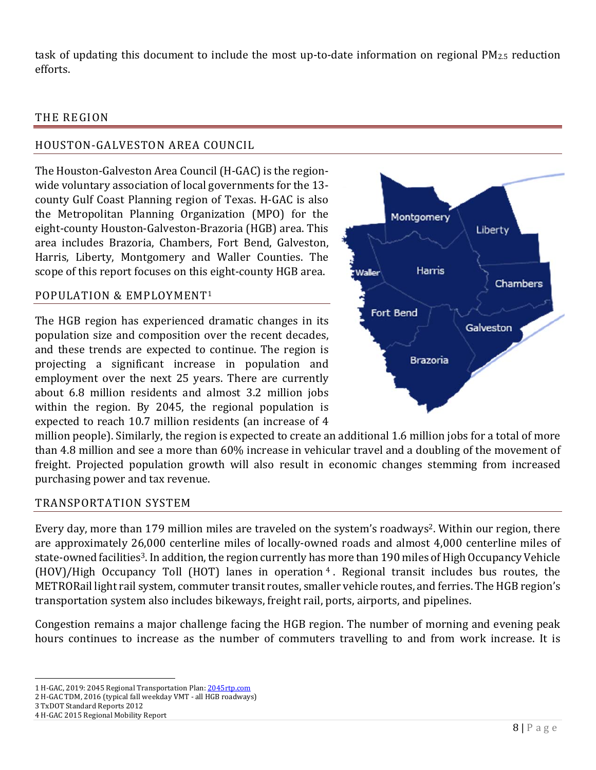task of updating this document to include the most up-to-date information on regional $PM_{2.5}$ reduction efforts.

# THE REGION

## HOUSTON-GALVESTON AREA COUNCIL

The Houston-Galveston Area Council (H-GAC) is the region-wide voluntary association of local governments for the 13-county Gulf Coast Planning region of Texas. H-GAC is also the Metropolitan Planning Organization (MPO) for the eight-county Houston-Galveston-Brazoria (HGB) area. This area includes Brazoria, Chambers, Fort Bend, Galveston, Harris, Liberty, Montgomery and Waller Counties. The scope of this report focuses on this eight-county HGB area.

## POPULATION & EMPLOYMENT[1]

The HGB region has experienced dramatic changes in its population size and composition over the recent decades, and these trends are expected to continue. The region is projecting a significant increase in population and employment over the next 25 years. There are currently about 6.8 million residents and almost 3.2 million jobs within the region. By 2045, the regional population is expected to reach 10.7 million residents (an increase of 4 million people). Similarly, the region is expected to create an additional 1.6 million jobs for a total of more than 4.8 million and see a more than 60% increase in vehicular travel and a doubling of the movement of freight. Projected population growth will also result in economic changes stemming from increased purchasing power and tax revenue.

## TRANSPORTATION SYSTEM

Every day, more than 179 million miles are traveled on the system's roadways[2]. Within our region, there are approximately 26,000 centerline miles of locally-owned roads and almost 4,000 centerline miles of state-owned facilities[3]. In addition, the region currently has more than 190 miles of High Occupancy Vehicle (HOV)/High Occupancy Toll (HOT) lanes in operation[4]. Regional transit includes bus routes, the METRORail light rail system, commuter transit routes, smaller vehicle routes, and ferries. The HGB region's transportation system also includes bikeways, freight rail, ports, airports, and pipelines.

Congestion remains a major challenge facing the HGB region. The number of morning and evening peak hours continues to increase as the number of commuters travelling to and from work increase. It is

---

1 H-GAC, 2019: 2045 Regional Transportation Plan: 2045rtp.com
2 H-GAC TDM, 2016 (typical fall weekday VMT - all HGB roadways)
3 TxDOT Standard Reports 2012
4 H-GAC 2015 Regional Mobility Report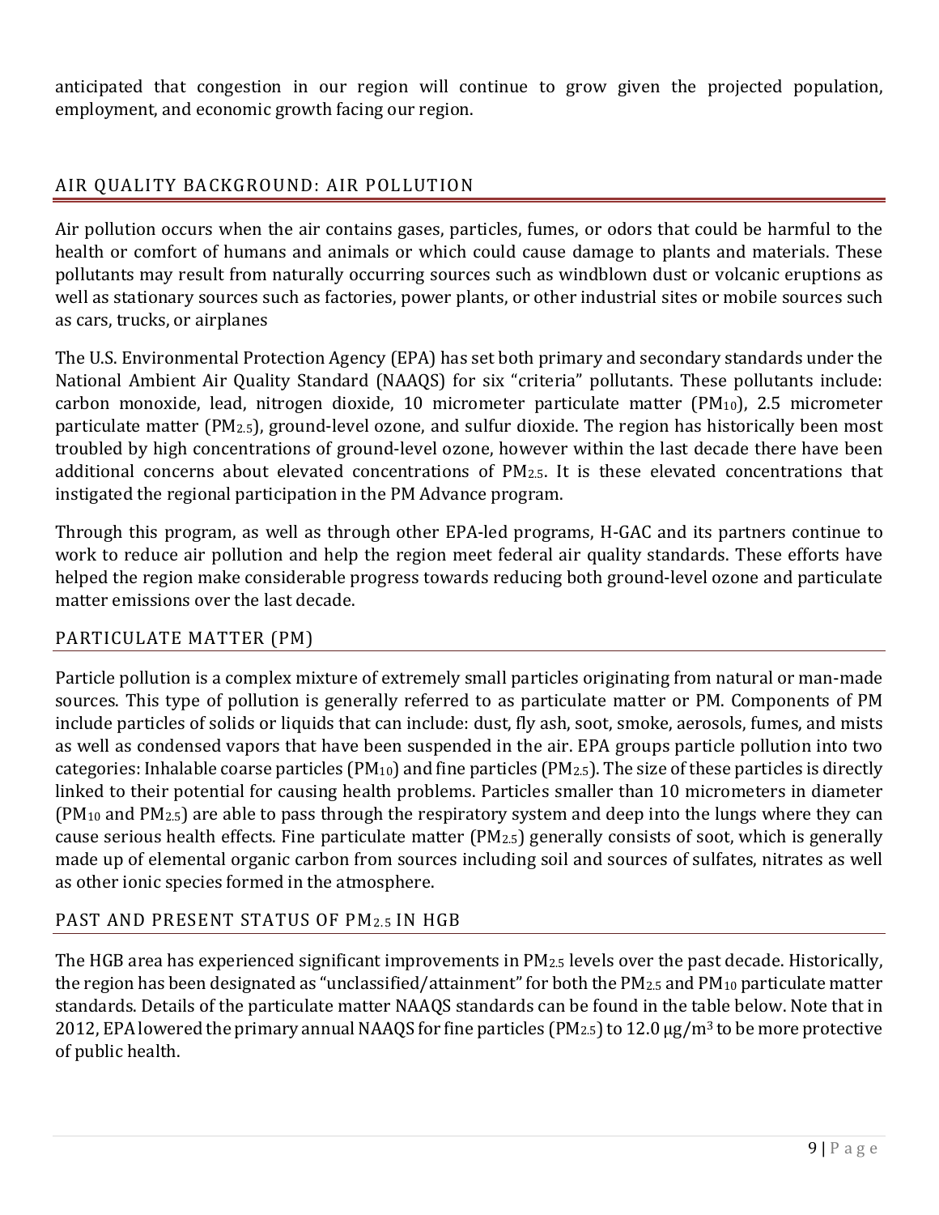anticipated that congestion in our region will continue to grow given the projected population, employment, and economic growth facing our region.

## AIR QUALITY BACKGROUND: AIR POLLUTION

Air pollution occurs when the air contains gases, particles, fumes, or odors that could be harmful to the health or comfort of humans and animals or which could cause damage to plants and materials. These pollutants may result from naturally occurring sources such as windblown dust or volcanic eruptions as well as stationary sources such as factories, power plants, or other industrial sites or mobile sources such as cars, trucks, or airplanes

The U.S. Environmental Protection Agency (EPA) has set both primary and secondary standards under the National Ambient Air Quality Standard (NAAQS) for six "criteria" pollutants. These pollutants include: carbon monoxide, lead, nitrogen dioxide, 10 micrometer particulate matter ($PM_{10}$), 2.5 micrometer particulate matter ($PM_{2.5}$), ground-level ozone, and sulfur dioxide. The region has historically been most troubled by high concentrations of ground-level ozone, however within the last decade there have been additional concerns about elevated concentrations of $PM_{2.5}$. It is these elevated concentrations that instigated the regional participation in the PM Advance program.

Through this program, as well as through other EPA-led programs, H-GAC and its partners continue to work to reduce air pollution and help the region meet federal air quality standards. These efforts have helped the region make considerable progress towards reducing both ground-level ozone and particulate matter emissions over the last decade.

### PARTICULATE MATTER (PM)

Particle pollution is a complex mixture of extremely small particles originating from natural or man-made sources. This type of pollution is generally referred to as particulate matter or PM. Components of PM include particles of solids or liquids that can include: dust, fly ash, soot, smoke, aerosols, fumes, and mists as well as condensed vapors that have been suspended in the air. EPA groups particle pollution into two categories: Inhalable coarse particles ($PM_{10}$) and fine particles ($PM_{2.5}$). The size of these particles is directly linked to their potential for causing health problems. Particles smaller than 10 micrometers in diameter ($PM_{10}$ and $PM_{2.5}$) are able to pass through the respiratory system and deep into the lungs where they can cause serious health effects. Fine particulate matter ($PM_{2.5}$) generally consists of soot, which is generally made up of elemental organic carbon from sources including soil and sources of sulfates, nitrates as well as other ionic species formed in the atmosphere.

### PAST AND PRESENT STATUS OF $PM_{2.5}$ IN HGB

The HGB area has experienced significant improvements in $PM_{2.5}$ levels over the past decade. Historically, the region has been designated as "unclassified/attainment" for both the $PM_{2.5}$ and $PM_{10}$ particulate matter standards. Details of the particulate matter NAAQS standards can be found in the table below. Note that in 2012, EPA lowered the primary annual NAAQS for fine particles ($PM_{2.5}$) to 12.0 $\mu g/m^3$ to be more protective of public health.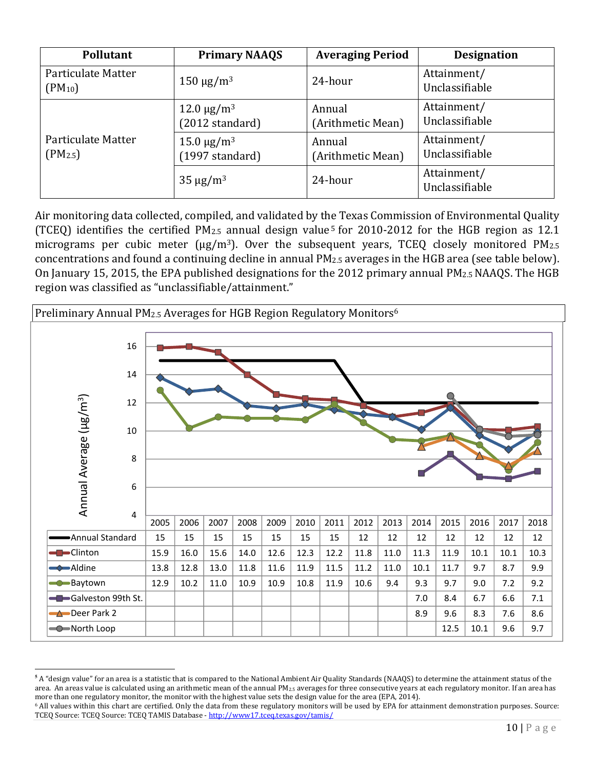| Pollutant | Primary NAAQS | Averaging Period | Designation |
|---|---|---|---|
| Particulate Matter ($PM_{10}$) | 150 μg/m³ | 24-hour | Attainment/ Unclassifiable |
| Particulate Matter ($PM_{2.5}$) | 12.0 μg/m³ (2012 standard) | Annual (Arithmetic Mean) | Attainment/ Unclassifiable |
| | 15.0 μg/m³ (1997 standard) | Annual (Arithmetic Mean) | Attainment/ Unclassifiable |
| | 35 μg/m³ | 24-hour | Attainment/ Unclassifiable |

Air monitoring data collected, compiled, and validated by the Texas Commission of Environmental Quality (TCEQ) identifies the certified $PM_{2.5}$ annual design value[5] for 2010-2012 for the HGB region as 12.1 micrograms per cubic meter (μg/m³). Over the subsequent years, TCEQ closely monitored $PM_{2.5}$ concentrations and found a continuing decline in annual $PM_{2.5}$ averages in the HGB area (see table below). On January 15, 2015, the EPA published designations for the 2012 primary annual $PM_{2.5}$ NAAQS. The HGB region was classified as "unclassifiable/attainment."

Preliminary Annual $PM_{2.5}$ Averages for HGB Region Regulatory Monitors[6]

| | 2005 | 2006 | 2007 | 2008 | 2009 | 2010 | 2011 | 2012 | 2013 | 2014 | 2015 | 2016 | 2017 | 2018 |
|---|---|---|---|---|---|---|---|---|---|---|---|---|---|---|
| Annual Standard | 15 | 15 | 15 | 15 | 15 | 15 | 15 | 12 | 12 | 12 | 12 | 12 | 12 | 12 |
| Clinton | 15.9 | 16.0 | 15.6 | 14.0 | 12.6 | 12.3 | 12.2 | 11.8 | 11.0 | 11.3 | 11.9 | 10.1 | 10.1 | 10.3 |
| Aldine | 13.8 | 12.8 | 13.0 | 11.8 | 11.6 | 11.9 | 11.5 | 11.2 | 11.0 | 10.1 | 11.7 | 9.7 | 8.7 | 9.9 |
| Baytown | 12.9 | 10.2 | 11.0 | 10.9 | 10.9 | 10.8 | 11.9 | 10.6 | 9.4 | 9.3 | 9.7 | 9.0 | 7.2 | 9.2 |
| Galveston 99th St. | | | | | | | | | | 7.0 | 8.4 | 6.7 | 6.6 | 7.1 |
| Deer Park 2 | | | | | | | | | | 8.9 | 9.6 | 8.3 | 7.6 | 8.6 |
| North Loop | | | | | | | | | | | 12.5 | 10.1 | 9.6 | 9.7 |

[5] A "design value" for an area is a statistic that is compared to the National Ambient Air Quality Standards (NAAQS) to determine the attainment status of the area. An areas value is calculated using an arithmetic mean of the annual $PM_{2.5}$ averages for three consecutive years at each regulatory monitor. If an area has more than one regulatory monitor, the monitor with the highest value sets the design value for the area (EPA, 2014).

[6] All values within this chart are certified. Only the data from these regulatory monitors will be used by EPA for attainment demonstration purposes. Source: TCEQ Source: TCEQ Source: TCEQ TAMIS Database - http://www17.tceq.texas.gov/tamis/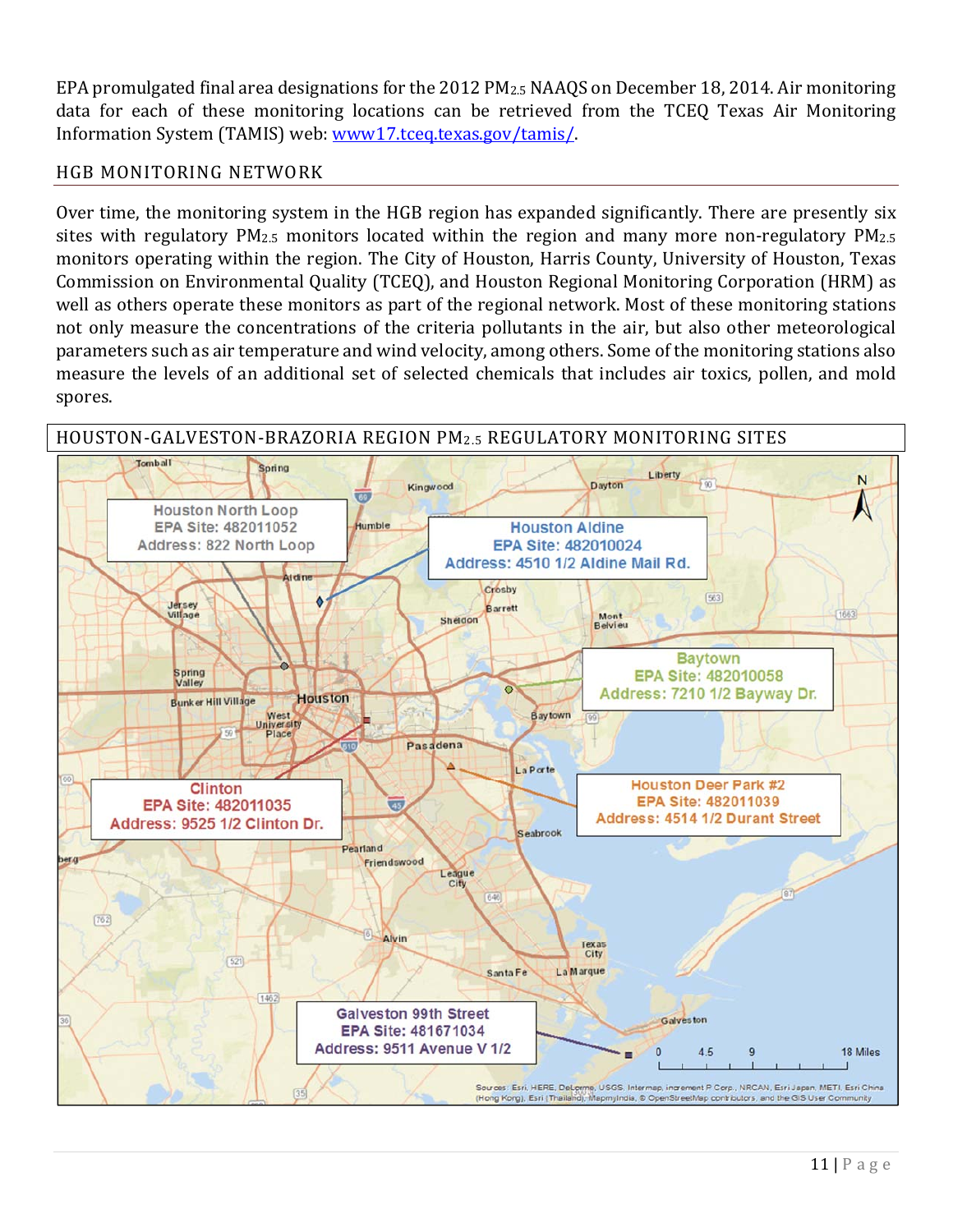EPA promulgated final area designations for the 2012 $PM_{2.5}$ NAAQS on December 18, 2014. Air monitoring data for each of these monitoring locations can be retrieved from the TCEQ Texas Air Monitoring Information System (TAMIS) web: www17.tceq.texas.gov/tamis/.

## HGB MONITORING NETWORK

Over time, the monitoring system in the HGB region has expanded significantly. There are presently six sites with regulatory $PM_{2.5}$ monitors located within the region and many more non-regulatory $PM_{2.5}$ monitors operating within the region. The City of Houston, Harris County, University of Houston, Texas Commission on Environmental Quality (TCEQ), and Houston Regional Monitoring Corporation (HRM) as well as others operate these monitors as part of the regional network. Most of these monitoring stations not only measure the concentrations of the criteria pollutants in the air, but also other meteorological parameters such as air temperature and wind velocity, among others. Some of the monitoring stations also measure the levels of an additional set of selected chemicals that includes air toxics, pollen, and mold spores.

## HOUSTON-GALVESTON-BRAZORIA REGION $PM_{2.5}$ REGULATORY MONITORING SITES

Houston North Loop
EPA Site: 482011052
Address: 822 North Loop

Houston Aldine
EPA Site: 482010024
Address: 4510 1/2 Aldine Mail Rd.

Baytown
EPA Site: 482010058
Address: 7210 1/2 Bayway Dr.

Clinton
EPA Site: 482011035
Address: 9525 1/2 Clinton Dr.

Houston Deer Park #2
EPA Site: 482011039
Address: 4514 1/2 Durant Street

Galveston 99th Street
EPA Site: 481671034
Address: 9511 Avenue V 1/2

Sources: Esri, HERE, DeLorme, USGS, Intermap, increment P Corp., NRCAN, Esri Japan, METI, Esri China (Hong Kong), Esri (Thailand), MapmyIndia, © OpenStreetMap contributors, and the GIS User Community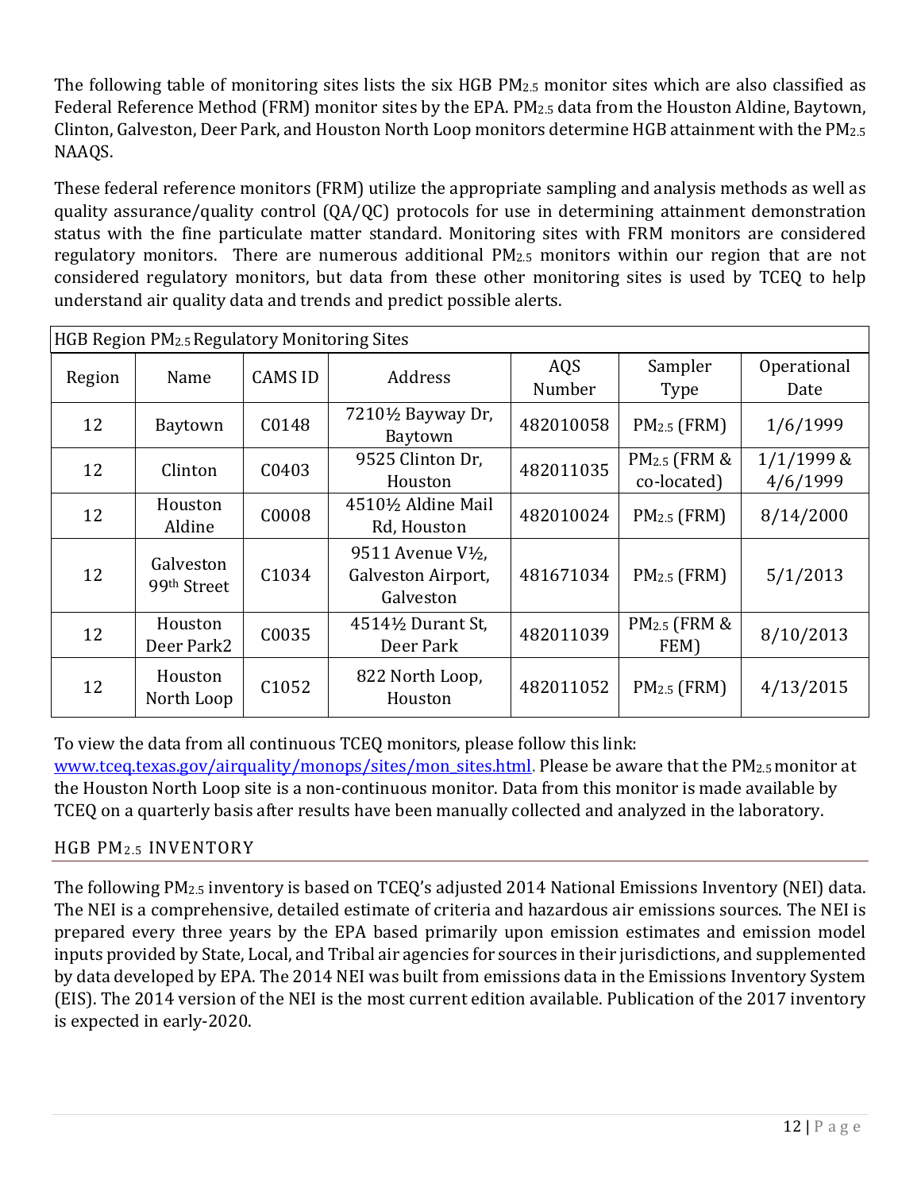The following table of monitoring sites lists the six HGB $PM_{2.5}$ monitor sites which are also classified as Federal Reference Method (FRM) monitor sites by the EPA. $PM_{2.5}$ data from the Houston Aldine, Baytown, Clinton, Galveston, Deer Park, and Houston North Loop monitors determine HGB attainment with the $PM_{2.5}$ NAAQS.

These federal reference monitors (FRM) utilize the appropriate sampling and analysis methods as well as quality assurance/quality control (QA/QC) protocols for use in determining attainment demonstration status with the fine particulate matter standard. Monitoring sites with FRM monitors are considered regulatory monitors. There are numerous additional $PM_{2.5}$ monitors within our region that are not considered regulatory monitors, but data from these other monitoring sites is used by TCEQ to help understand air quality data and trends and predict possible alerts.

| HGB Region $PM_{2.5}$ Regulatory Monitoring Sites | | | | | | |
|---|---|---|---|---|---|---|
| Region | Name | CAMS ID | Address | AQS Number | Sampler Type | Operational Date |
| 12 | Baytown | C0148 | 7210½ Bayway Dr, Baytown | 482010058 | $PM_{2.5}$ (FRM) | 1/6/1999 |
| 12 | Clinton | C0403 | 9525 Clinton Dr, Houston | 482011035 | $PM_{2.5}$ (FRM & co-located) | 1/1/1999 & 4/6/1999 |
| 12 | Houston Aldine | C0008 | 4510½ Aldine Mail Rd, Houston | 482010024 | $PM_{2.5}$ (FRM) | 8/14/2000 |
| 12 | Galveston 99th Street | C1034 | 9511 Avenue V½, Galveston Airport, Galveston | 481671034 | $PM_{2.5}$ (FRM) | 5/1/2013 |
| 12 | Houston Deer Park2 | C0035 | 4514½ Durant St, Deer Park | 482011039 | $PM_{2.5}$ (FRM & FEM) | 8/10/2013 |
| 12 | Houston North Loop | C1052 | 822 North Loop, Houston | 482011052 | $PM_{2.5}$ (FRM) | 4/13/2015 |

To view the data from all continuous TCEQ monitors, please follow this link: www.tceq.texas.gov/airquality/monops/sites/mon_sites.html. Please be aware that the $PM_{2.5}$ monitor at the Houston North Loop site is a non-continuous monitor. Data from this monitor is made available by TCEQ on a quarterly basis after results have been manually collected and analyzed in the laboratory.

## HGB $PM_{2.5}$ INVENTORY

The following $PM_{2.5}$ inventory is based on TCEQ's adjusted 2014 National Emissions Inventory (NEI) data. The NEI is a comprehensive, detailed estimate of criteria and hazardous air emissions sources. The NEI is prepared every three years by the EPA based primarily upon emission estimates and emission model inputs provided by State, Local, and Tribal air agencies for sources in their jurisdictions, and supplemented by data developed by EPA. The 2014 NEI was built from emissions data in the Emissions Inventory System (EIS). The 2014 version of the NEI is the most current edition available. Publication of the 2017 inventory is expected in early-2020.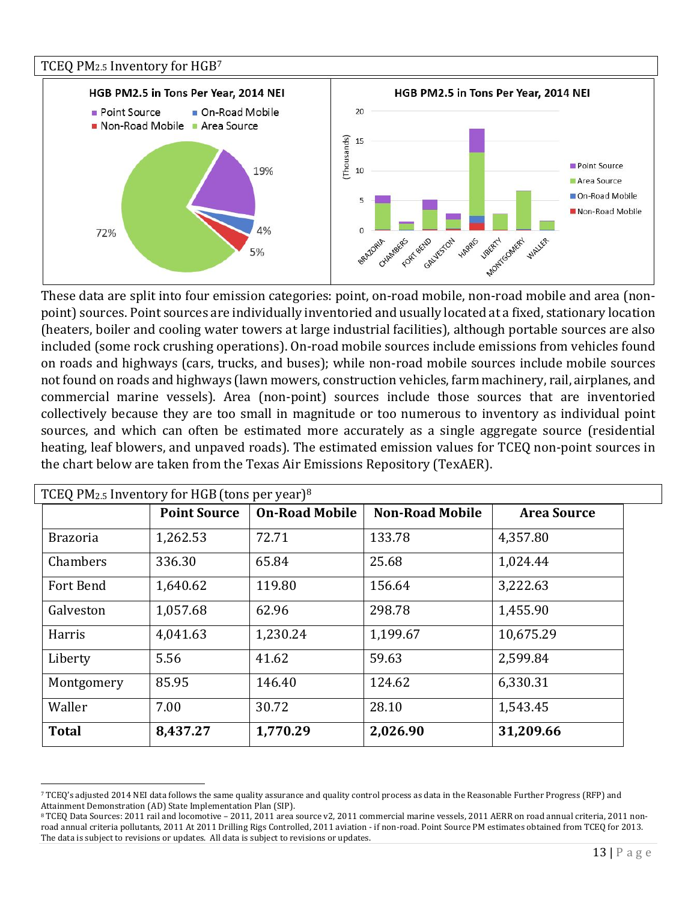TCEQ $PM_{2.5}$ Inventory for HGB[7]

These data are split into four emission categories: point, on-road mobile, non-road mobile and area (non-point) sources. Point sources are individually inventoried and usually located at a fixed, stationary location (heaters, boiler and cooling water towers at large industrial facilities), although portable sources are also included (some rock crushing operations). On-road mobile sources include emissions from vehicles found on roads and highways (cars, trucks, and buses); while non-road mobile sources include mobile sources not found on roads and highways (lawn mowers, construction vehicles, farm machinery, rail, airplanes, and commercial marine vessels). Area (non-point) sources include those sources that are inventoried collectively because they are too small in magnitude or too numerous to inventory as individual point sources, and which can often be estimated more accurately as a single aggregate source (residential heating, leaf blowers, and unpaved roads). The estimated emission values for TCEQ non-point sources in the chart below are taken from the Texas Air Emissions Repository (TexAER).

TCEQ $PM_{2.5}$ Inventory for HGB (tons per year)[8]

| | Point Source | On-Road Mobile | Non-Road Mobile | Area Source |
|---|---|---|---|---|
| Brazoria | 1,262.53 | 72.71 | 133.78 | 4,357.80 |
| Chambers | 336.30 | 65.84 | 25.68 | 1,024.44 |
| Fort Bend | 1,640.62 | 119.80 | 156.64 | 3,222.63 |
| Galveston | 1,057.68 | 62.96 | 298.78 | 1,455.90 |
| Harris | 4,041.63 | 1,230.24 | 1,199.67 | 10,675.29 |
| Liberty | 5.56 | 41.62 | 59.63 | 2,599.84 |
| Montgomery | 85.95 | 146.40 | 124.62 | 6,330.31 |
| Waller | 7.00 | 30.72 | 28.10 | 1,543.45 |
| **Total** | **8,437.27** | **1,770.29** | **2,026.90** | **31,209.66** |

[7] TCEQ's adjusted 2014 NEI data follows the same quality assurance and quality control process as data in the Reasonable Further Progress (RFP) and Attainment Demonstration (AD) State Implementation Plan (SIP).

[8] TCEQ Data Sources: 2011 rail and locomotive – 2011, 2011 area source v2, 2011 commercial marine vessels, 2011 AERR on road annual criteria, 2011 non-road annual criteria pollutants, 2011 At 2011 Drilling Rigs Controlled, 2011 aviation - if non-road. Point Source PM estimates obtained from TCEQ for 2013. The data is subject to revisions or updates. All data is subject to revisions or updates.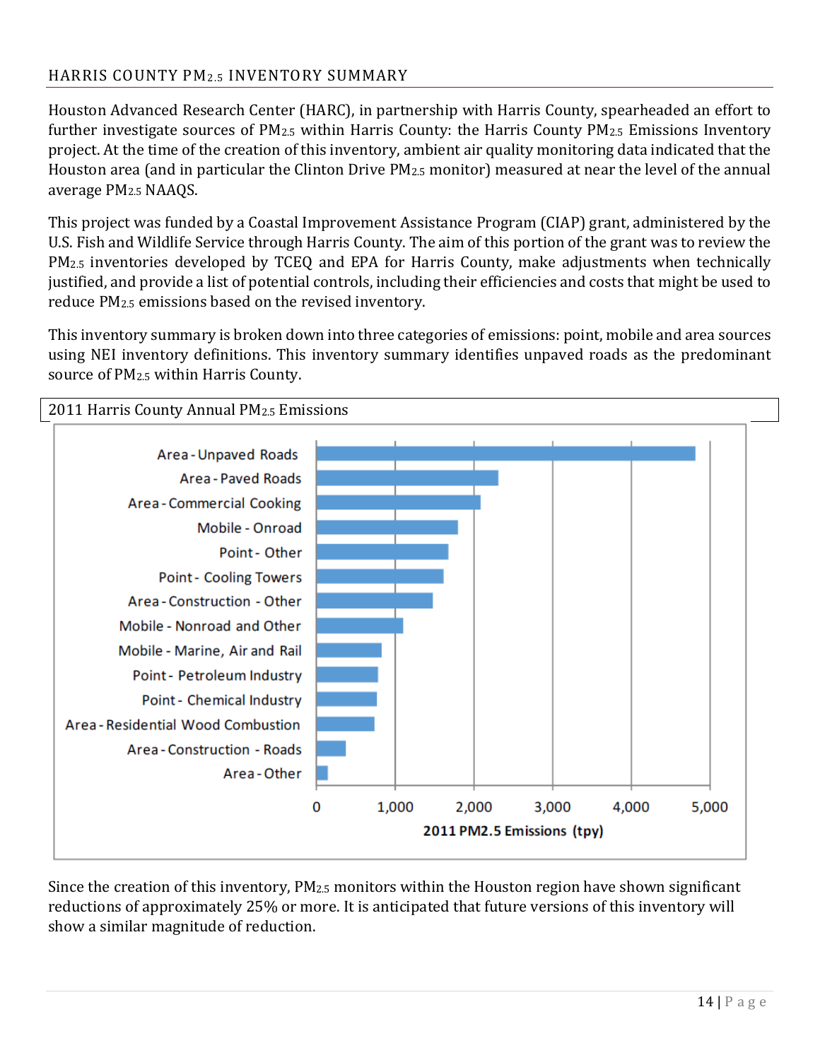## HARRIS COUNTY $PM_{2.5}$ INVENTORY SUMMARY

Houston Advanced Research Center (HARC), in partnership with Harris County, spearheaded an effort to further investigate sources of $PM_{2.5}$ within Harris County: the Harris County $PM_{2.5}$ Emissions Inventory project. At the time of the creation of this inventory, ambient air quality monitoring data indicated that the Houston area (and in particular the Clinton Drive $PM_{2.5}$ monitor) measured at near the level of the annual average $PM_{2.5}$ NAAQS.

This project was funded by a Coastal Improvement Assistance Program (CIAP) grant, administered by the U.S. Fish and Wildlife Service through Harris County. The aim of this portion of the grant was to review the $PM_{2.5}$ inventories developed by TCEQ and EPA for Harris County, make adjustments when technically justified, and provide a list of potential controls, including their efficiencies and costs that might be used to reduce $PM_{2.5}$ emissions based on the revised inventory.

This inventory summary is broken down into three categories of emissions: point, mobile and area sources using NEI inventory definitions. This inventory summary identifies unpaved roads as the predominant source of $PM_{2.5}$ within Harris County.

2011 Harris County Annual $PM_{2.5}$ Emissions

Since the creation of this inventory, $PM_{2.5}$ monitors within the Houston region have shown significant reductions of approximately 25% or more. It is anticipated that future versions of this inventory will show a similar magnitude of reduction.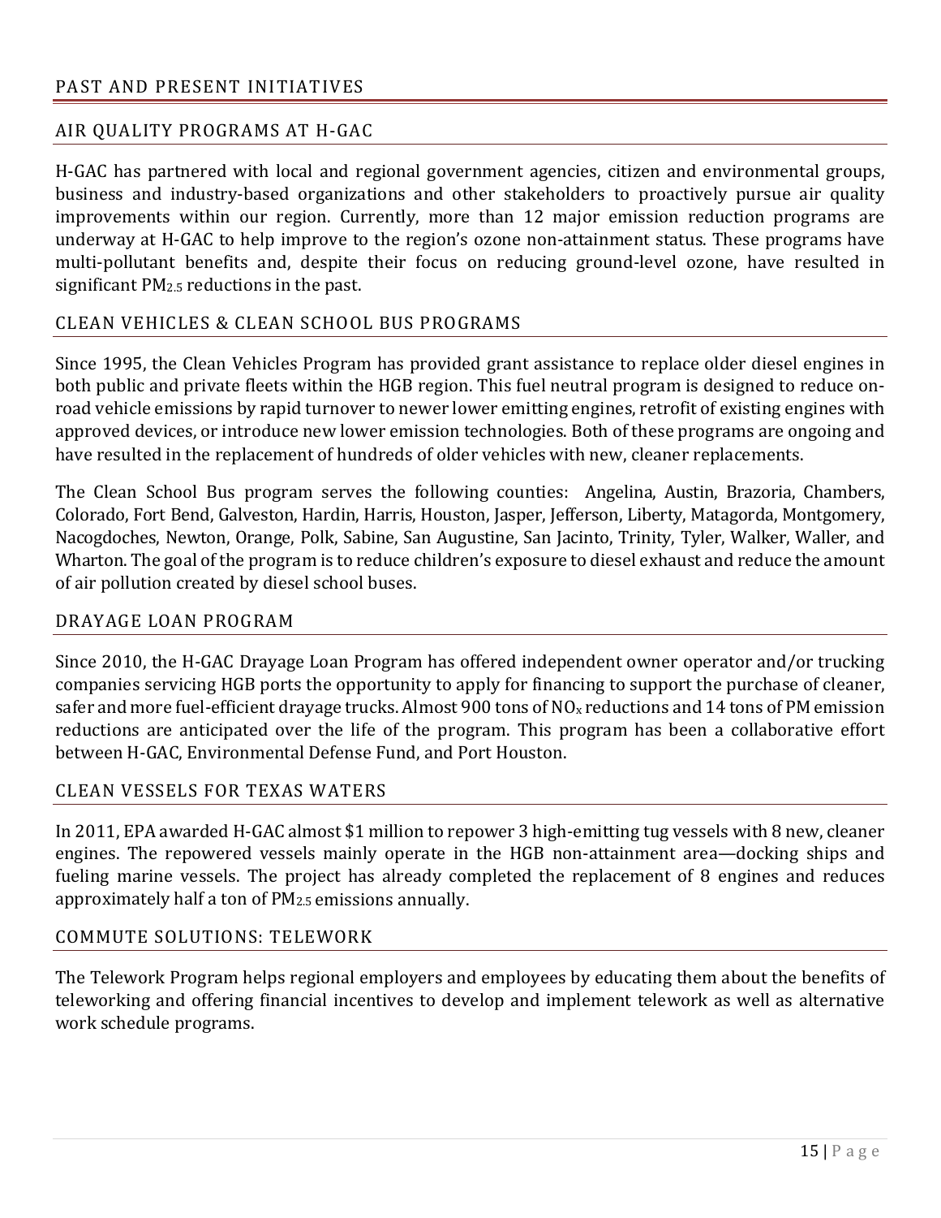# PAST AND PRESENT INITIATIVES

## AIR QUALITY PROGRAMS AT H-GAC

H-GAC has partnered with local and regional government agencies, citizen and environmental groups, business and industry-based organizations and other stakeholders to proactively pursue air quality improvements within our region. Currently, more than 12 major emission reduction programs are underway at H-GAC to help improve to the region's ozone non-attainment status. These programs have multi-pollutant benefits and, despite their focus on reducing ground-level ozone, have resulted in significant $PM_{2.5}$ reductions in the past.

## CLEAN VEHICLES & CLEAN SCHOOL BUS PROGRAMS

Since 1995, the Clean Vehicles Program has provided grant assistance to replace older diesel engines in both public and private fleets within the HGB region. This fuel neutral program is designed to reduce on-road vehicle emissions by rapid turnover to newer lower emitting engines, retrofit of existing engines with approved devices, or introduce new lower emission technologies. Both of these programs are ongoing and have resulted in the replacement of hundreds of older vehicles with new, cleaner replacements.

The Clean School Bus program serves the following counties: Angelina, Austin, Brazoria, Chambers, Colorado, Fort Bend, Galveston, Hardin, Harris, Houston, Jasper, Jefferson, Liberty, Matagorda, Montgomery, Nacogdoches, Newton, Orange, Polk, Sabine, San Augustine, San Jacinto, Trinity, Tyler, Walker, Waller, and Wharton. The goal of the program is to reduce children's exposure to diesel exhaust and reduce the amount of air pollution created by diesel school buses.

## DRAYAGE LOAN PROGRAM

Since 2010, the H-GAC Drayage Loan Program has offered independent owner operator and/or trucking companies servicing HGB ports the opportunity to apply for financing to support the purchase of cleaner, safer and more fuel-efficient drayage trucks. Almost 900 tons of $NO_x$ reductions and 14 tons of PM emission reductions are anticipated over the life of the program. This program has been a collaborative effort between H-GAC, Environmental Defense Fund, and Port Houston.

## CLEAN VESSELS FOR TEXAS WATERS

In 2011, EPA awarded H-GAC almost $1 million to repower 3 high-emitting tug vessels with 8 new, cleaner engines. The repowered vessels mainly operate in the HGB non-attainment area—docking ships and fueling marine vessels. The project has already completed the replacement of 8 engines and reduces approximately half a ton of $PM_{2.5}$ emissions annually.

## COMMUTE SOLUTIONS: TELEWORK

The Telework Program helps regional employers and employees by educating them about the benefits of teleworking and offering financial incentives to develop and implement telework as well as alternative work schedule programs.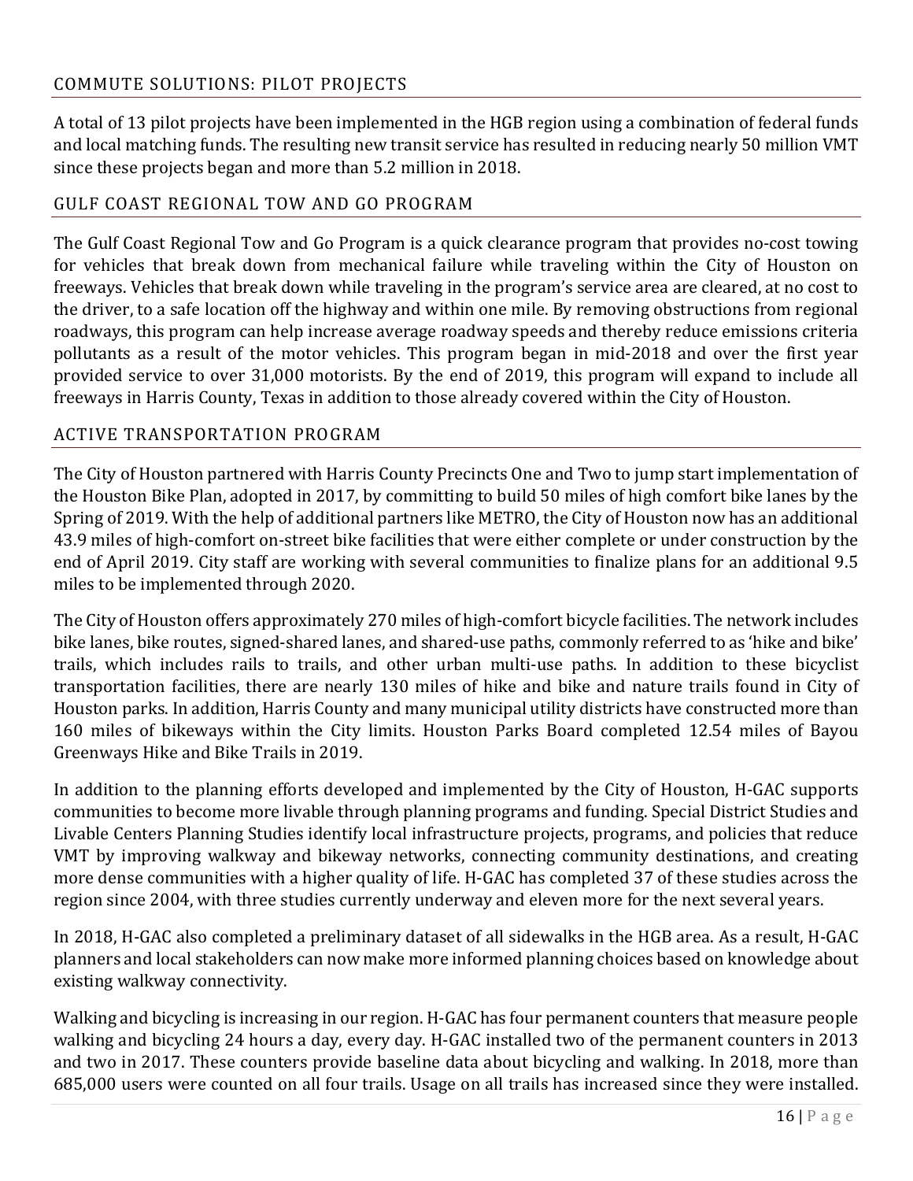## COMMUTE SOLUTIONS: PILOT PROJECTS

A total of 13 pilot projects have been implemented in the HGB region using a combination of federal funds and local matching funds. The resulting new transit service has resulted in reducing nearly 50 million VMT since these projects began and more than 5.2 million in 2018.

## GULF COAST REGIONAL TOW AND GO PROGRAM

The Gulf Coast Regional Tow and Go Program is a quick clearance program that provides no-cost towing for vehicles that break down from mechanical failure while traveling within the City of Houston on freeways. Vehicles that break down while traveling in the program's service area are cleared, at no cost to the driver, to a safe location off the highway and within one mile. By removing obstructions from regional roadways, this program can help increase average roadway speeds and thereby reduce emissions criteria pollutants as a result of the motor vehicles. This program began in mid-2018 and over the first year provided service to over 31,000 motorists. By the end of 2019, this program will expand to include all freeways in Harris County, Texas in addition to those already covered within the City of Houston.

## ACTIVE TRANSPORTATION PROGRAM

The City of Houston partnered with Harris County Precincts One and Two to jump start implementation of the Houston Bike Plan, adopted in 2017, by committing to build 50 miles of high comfort bike lanes by the Spring of 2019. With the help of additional partners like METRO, the City of Houston now has an additional 43.9 miles of high-comfort on-street bike facilities that were either complete or under construction by the end of April 2019. City staff are working with several communities to finalize plans for an additional 9.5 miles to be implemented through 2020.

The City of Houston offers approximately 270 miles of high-comfort bicycle facilities. The network includes bike lanes, bike routes, signed-shared lanes, and shared-use paths, commonly referred to as 'hike and bike' trails, which includes rails to trails, and other urban multi-use paths. In addition to these bicyclist transportation facilities, there are nearly 130 miles of hike and bike and nature trails found in City of Houston parks. In addition, Harris County and many municipal utility districts have constructed more than 160 miles of bikeways within the City limits. Houston Parks Board completed 12.54 miles of Bayou Greenways Hike and Bike Trails in 2019.

In addition to the planning efforts developed and implemented by the City of Houston, H-GAC supports communities to become more livable through planning programs and funding. Special District Studies and Livable Centers Planning Studies identify local infrastructure projects, programs, and policies that reduce VMT by improving walkway and bikeway networks, connecting community destinations, and creating more dense communities with a higher quality of life. H-GAC has completed 37 of these studies across the region since 2004, with three studies currently underway and eleven more for the next several years.

In 2018, H-GAC also completed a preliminary dataset of all sidewalks in the HGB area. As a result, H-GAC planners and local stakeholders can now make more informed planning choices based on knowledge about existing walkway connectivity.

Walking and bicycling is increasing in our region. H-GAC has four permanent counters that measure people walking and bicycling 24 hours a day, every day. H-GAC installed two of the permanent counters in 2013 and two in 2017. These counters provide baseline data about bicycling and walking. In 2018, more than 685,000 users were counted on all four trails. Usage on all trails has increased since they were installed.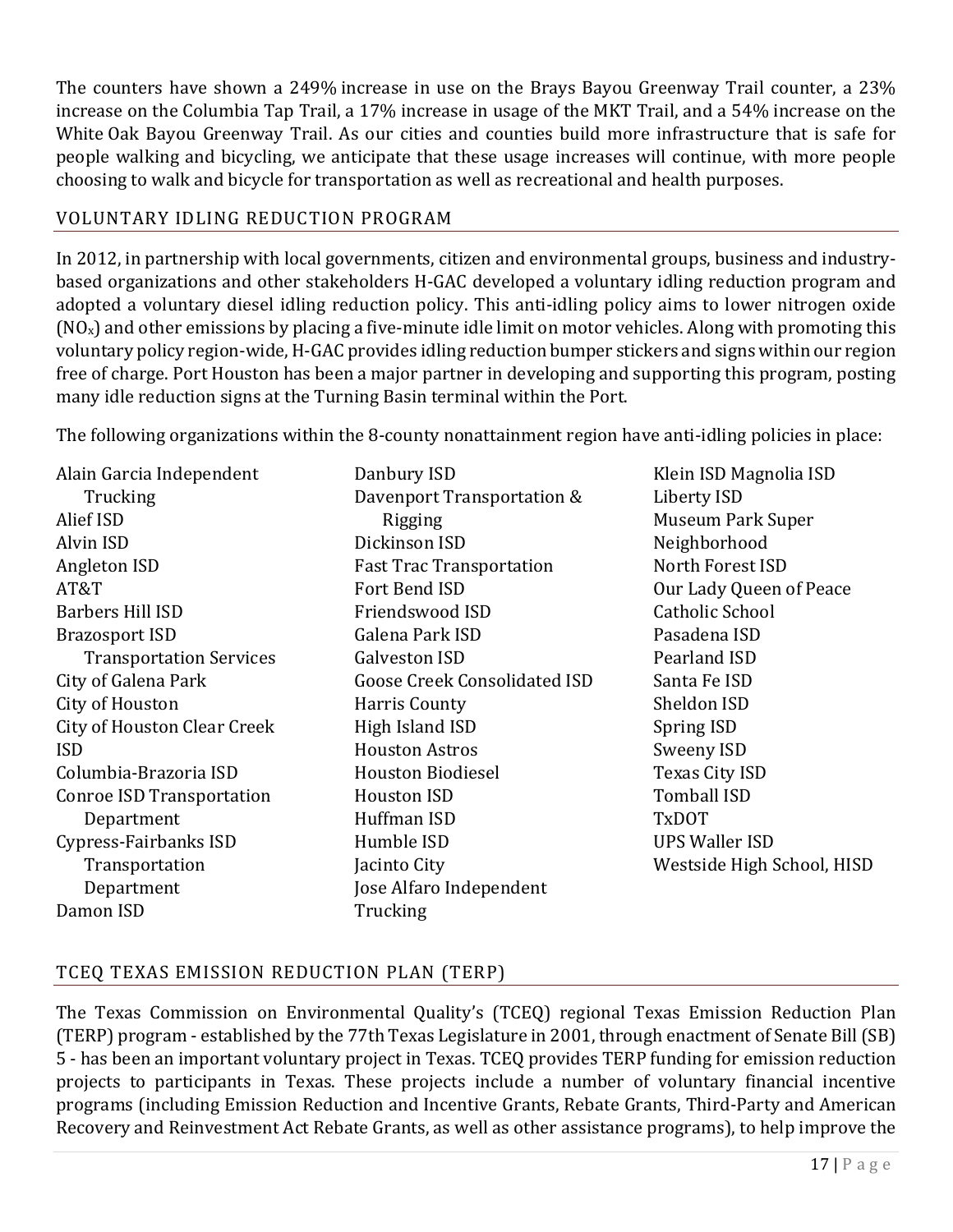The counters have shown a 249% increase in use on the Brays Bayou Greenway Trail counter, a 23% increase on the Columbia Tap Trail, a 17% increase in usage of the MKT Trail, and a 54% increase on the White Oak Bayou Greenway Trail. As our cities and counties build more infrastructure that is safe for people walking and bicycling, we anticipate that these usage increases will continue, with more people choosing to walk and bicycle for transportation as well as recreational and health purposes.

## VOLUNTARY IDLING REDUCTION PROGRAM

In 2012, in partnership with local governments, citizen and environmental groups, business and industry-based organizations and other stakeholders H-GAC developed a voluntary idling reduction program and adopted a voluntary diesel idling reduction policy. This anti-idling policy aims to lower nitrogen oxide ($NO_x$) and other emissions by placing a five-minute idle limit on motor vehicles. Along with promoting this voluntary policy region-wide, H-GAC provides idling reduction bumper stickers and signs within our region free of charge. Port Houston has been a major partner in developing and supporting this program, posting many idle reduction signs at the Turning Basin terminal within the Port.

The following organizations within the 8-county nonattainment region have anti-idling policies in place:

Alain Garcia Independent Trucking
Alief ISD
Alvin ISD
Angleton ISD
AT&T
Barbers Hill ISD
Brazosport ISD Transportation Services
City of Galena Park
City of Houston
City of Houston Clear Creek ISD
Columbia-Brazoria ISD
Conroe ISD Transportation Department
Cypress-Fairbanks ISD Transportation Department
Damon ISD
Danbury ISD
Davenport Transportation & Rigging
Dickinson ISD
Fast Trac Transportation
Fort Bend ISD
Friendswood ISD
Galena Park ISD
Galveston ISD
Goose Creek Consolidated ISD
Harris County
High Island ISD
Houston Astros
Houston Biodiesel
Houston ISD
Huffman ISD
Humble ISD
Jacinto City
Jose Alfaro Independent Trucking
Klein ISD Magnolia ISD
Liberty ISD
Museum Park Super Neighborhood
North Forest ISD
Our Lady Queen of Peace Catholic School
Pasadena ISD
Pearland ISD
Santa Fe ISD
Sheldon ISD
Spring ISD
Sweeny ISD
Texas City ISD
Tomball ISD
TxDOT
UPS Waller ISD
Westside High School, HISD

## TCEQ TEXAS EMISSION REDUCTION PLAN (TERP)

The Texas Commission on Environmental Quality's (TCEQ) regional Texas Emission Reduction Plan (TERP) program - established by the 77th Texas Legislature in 2001, through enactment of Senate Bill (SB) 5 - has been an important voluntary project in Texas. TCEQ provides TERP funding for emission reduction projects to participants in Texas. These projects include a number of voluntary financial incentive programs (including Emission Reduction and Incentive Grants, Rebate Grants, Third-Party and American Recovery and Reinvestment Act Rebate Grants, as well as other assistance programs), to help improve the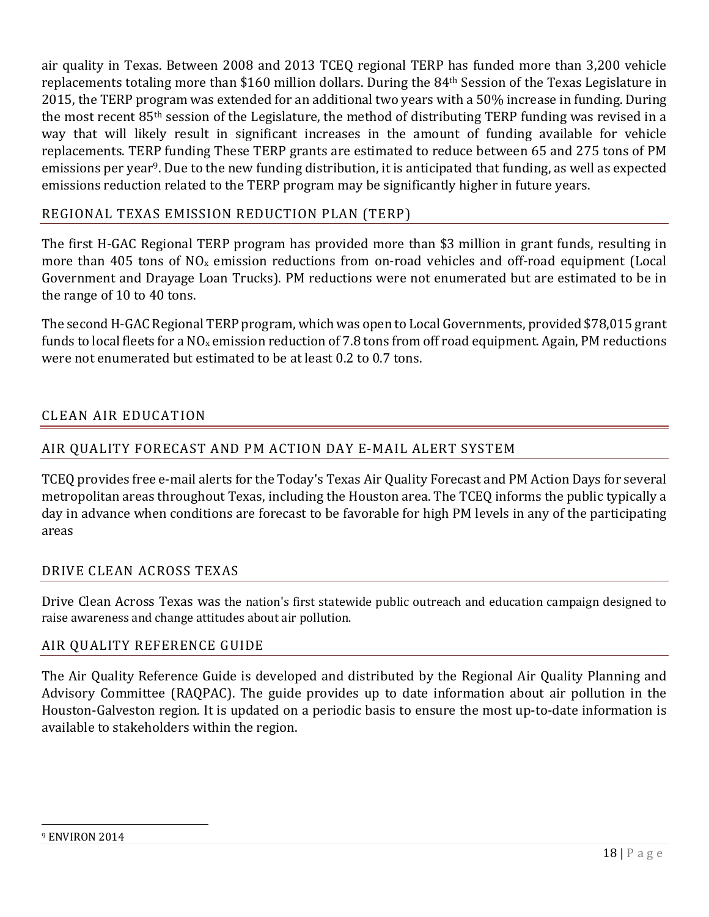air quality in Texas. Between 2008 and 2013 TCEQ regional TERP has funded more than 3,200 vehicle replacements totaling more than $160 million dollars. During the 84th Session of the Texas Legislature in 2015, the TERP program was extended for an additional two years with a 50% increase in funding. During the most recent 85th session of the Legislature, the method of distributing TERP funding was revised in a way that will likely result in significant increases in the amount of funding available for vehicle replacements. TERP funding These TERP grants are estimated to reduce between 65 and 275 tons of PM emissions per year[9]. Due to the new funding distribution, it is anticipated that funding, as well as expected emissions reduction related to the TERP program may be significantly higher in future years.

### REGIONAL TEXAS EMISSION REDUCTION PLAN (TERP)

The first H-GAC Regional TERP program has provided more than $3 million in grant funds, resulting in more than 405 tons of $NO_x$ emission reductions from on-road vehicles and off-road equipment (Local Government and Drayage Loan Trucks). PM reductions were not enumerated but are estimated to be in the range of 10 to 40 tons.

The second H-GAC Regional TERP program, which was open to Local Governments, provided $78,015 grant funds to local fleets for a $NO_x$ emission reduction of 7.8 tons from off road equipment. Again, PM reductions were not enumerated but estimated to be at least 0.2 to 0.7 tons.

## CLEAN AIR EDUCATION

### AIR QUALITY FORECAST AND PM ACTION DAY E-MAIL ALERT SYSTEM

TCEQ provides free e-mail alerts for the Today's Texas Air Quality Forecast and PM Action Days for several metropolitan areas throughout Texas, including the Houston area. The TCEQ informs the public typically a day in advance when conditions are forecast to be favorable for high PM levels in any of the participating areas

### DRIVE CLEAN ACROSS TEXAS

Drive Clean Across Texas was the nation's first statewide public outreach and education campaign designed to raise awareness and change attitudes about air pollution.

### AIR QUALITY REFERENCE GUIDE

The Air Quality Reference Guide is developed and distributed by the Regional Air Quality Planning and Advisory Committee (RAQPAC). The guide provides up to date information about air pollution in the Houston-Galveston region. It is updated on a periodic basis to ensure the most up-to-date information is available to stakeholders within the region.

[9] ENVIRON 2014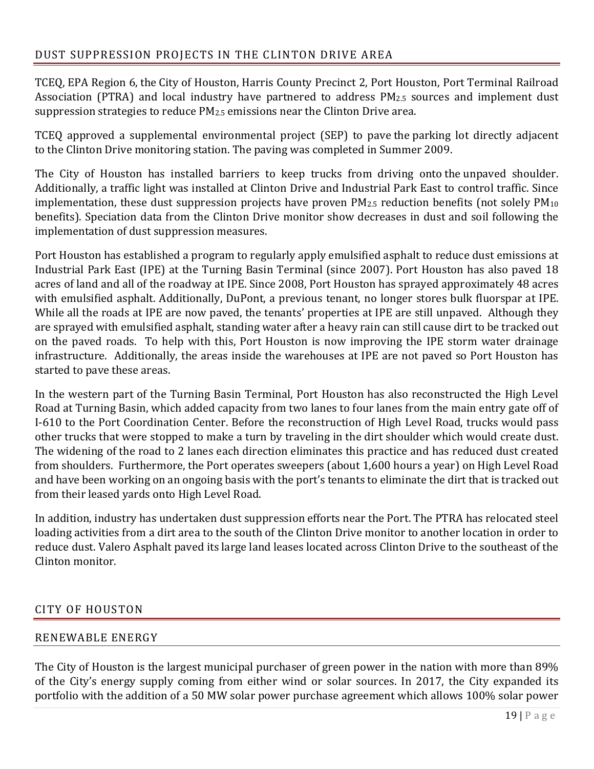## DUST SUPPRESSION PROJECTS IN THE CLINTON DRIVE AREA

TCEQ, EPA Region 6, the City of Houston, Harris County Precinct 2, Port Houston, Port Terminal Railroad Association (PTRA) and local industry have partnered to address $PM_{2.5}$ sources and implement dust suppression strategies to reduce $PM_{2.5}$ emissions near the Clinton Drive area.

TCEQ approved a supplemental environmental project (SEP) to pave the parking lot directly adjacent to the Clinton Drive monitoring station. The paving was completed in Summer 2009.

The City of Houston has installed barriers to keep trucks from driving onto the unpaved shoulder. Additionally, a traffic light was installed at Clinton Drive and Industrial Park East to control traffic. Since implementation, these dust suppression projects have proven $PM_{2.5}$ reduction benefits (not solely $PM_{10}$ benefits). Speciation data from the Clinton Drive monitor show decreases in dust and soil following the implementation of dust suppression measures.

Port Houston has established a program to regularly apply emulsified asphalt to reduce dust emissions at Industrial Park East (IPE) at the Turning Basin Terminal (since 2007). Port Houston has also paved 18 acres of land and all of the roadway at IPE. Since 2008, Port Houston has sprayed approximately 48 acres with emulsified asphalt. Additionally, DuPont, a previous tenant, no longer stores bulk fluorspar at IPE. While all the roads at IPE are now paved, the tenants' properties at IPE are still unpaved. Although they are sprayed with emulsified asphalt, standing water after a heavy rain can still cause dirt to be tracked out on the paved roads. To help with this, Port Houston is now improving the IPE storm water drainage infrastructure. Additionally, the areas inside the warehouses at IPE are not paved so Port Houston has started to pave these areas.

In the western part of the Turning Basin Terminal, Port Houston has also reconstructed the High Level Road at Turning Basin, which added capacity from two lanes to four lanes from the main entry gate off of I-610 to the Port Coordination Center. Before the reconstruction of High Level Road, trucks would pass other trucks that were stopped to make a turn by traveling in the dirt shoulder which would create dust. The widening of the road to 2 lanes each direction eliminates this practice and has reduced dust created from shoulders. Furthermore, the Port operates sweepers (about 1,600 hours a year) on High Level Road and have been working on an ongoing basis with the port's tenants to eliminate the dirt that is tracked out from their leased yards onto High Level Road.

In addition, industry has undertaken dust suppression efforts near the Port. The PTRA has relocated steel loading activities from a dirt area to the south of the Clinton Drive monitor to another location in order to reduce dust. Valero Asphalt paved its large land leases located across Clinton Drive to the southeast of the Clinton monitor.

## CITY OF HOUSTON

### RENEWABLE ENERGY

The City of Houston is the largest municipal purchaser of green power in the nation with more than 89% of the City's energy supply coming from either wind or solar sources. In 2017, the City expanded its portfolio with the addition of a 50 MW solar power purchase agreement which allows 100% solar power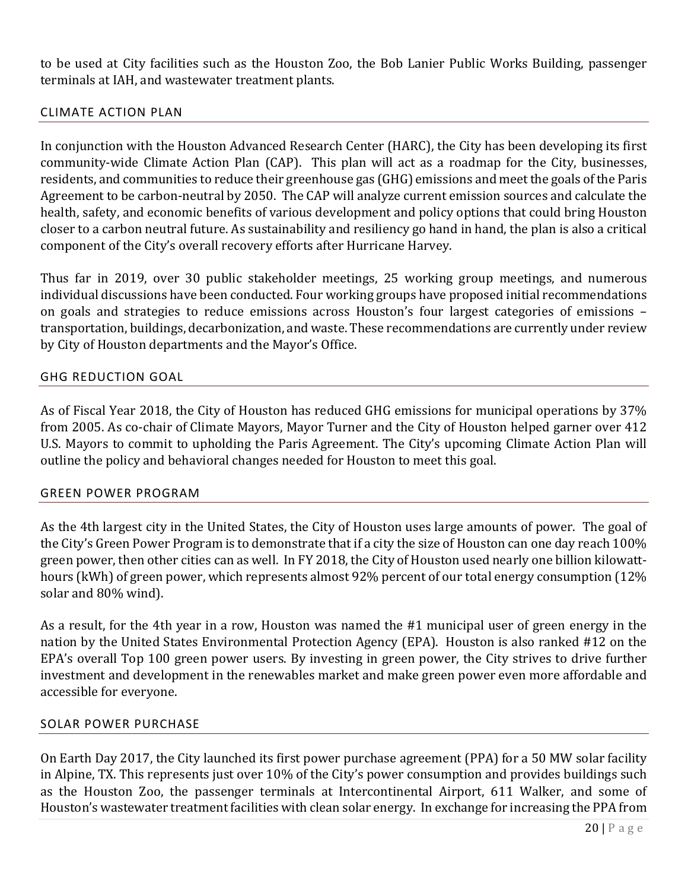to be used at City facilities such as the Houston Zoo, the Bob Lanier Public Works Building, passenger terminals at IAH, and wastewater treatment plants.

## CLIMATE ACTION PLAN

In conjunction with the Houston Advanced Research Center (HARC), the City has been developing its first community-wide Climate Action Plan (CAP). This plan will act as a roadmap for the City, businesses, residents, and communities to reduce their greenhouse gas (GHG) emissions and meet the goals of the Paris Agreement to be carbon-neutral by 2050. The CAP will analyze current emission sources and calculate the health, safety, and economic benefits of various development and policy options that could bring Houston closer to a carbon neutral future. As sustainability and resiliency go hand in hand, the plan is also a critical component of the City's overall recovery efforts after Hurricane Harvey.

Thus far in 2019, over 30 public stakeholder meetings, 25 working group meetings, and numerous individual discussions have been conducted. Four working groups have proposed initial recommendations on goals and strategies to reduce emissions across Houston's four largest categories of emissions – transportation, buildings, decarbonization, and waste. These recommendations are currently under review by City of Houston departments and the Mayor's Office.

## GHG REDUCTION GOAL

As of Fiscal Year 2018, the City of Houston has reduced GHG emissions for municipal operations by 37% from 2005. As co-chair of Climate Mayors, Mayor Turner and the City of Houston helped garner over 412 U.S. Mayors to commit to upholding the Paris Agreement. The City's upcoming Climate Action Plan will outline the policy and behavioral changes needed for Houston to meet this goal.

## GREEN POWER PROGRAM

As the 4th largest city in the United States, the City of Houston uses large amounts of power. The goal of the City's Green Power Program is to demonstrate that if a city the size of Houston can one day reach 100% green power, then other cities can as well. In FY 2018, the City of Houston used nearly one billion kilowatt-hours (kWh) of green power, which represents almost 92% percent of our total energy consumption (12% solar and 80% wind).

As a result, for the 4th year in a row, Houston was named the #1 municipal user of green energy in the nation by the United States Environmental Protection Agency (EPA). Houston is also ranked #12 on the EPA's overall Top 100 green power users. By investing in green power, the City strives to drive further investment and development in the renewables market and make green power even more affordable and accessible for everyone.

## SOLAR POWER PURCHASE

On Earth Day 2017, the City launched its first power purchase agreement (PPA) for a 50 MW solar facility in Alpine, TX. This represents just over 10% of the City's power consumption and provides buildings such as the Houston Zoo, the passenger terminals at Intercontinental Airport, 611 Walker, and some of Houston's wastewater treatment facilities with clean solar energy. In exchange for increasing the PPA from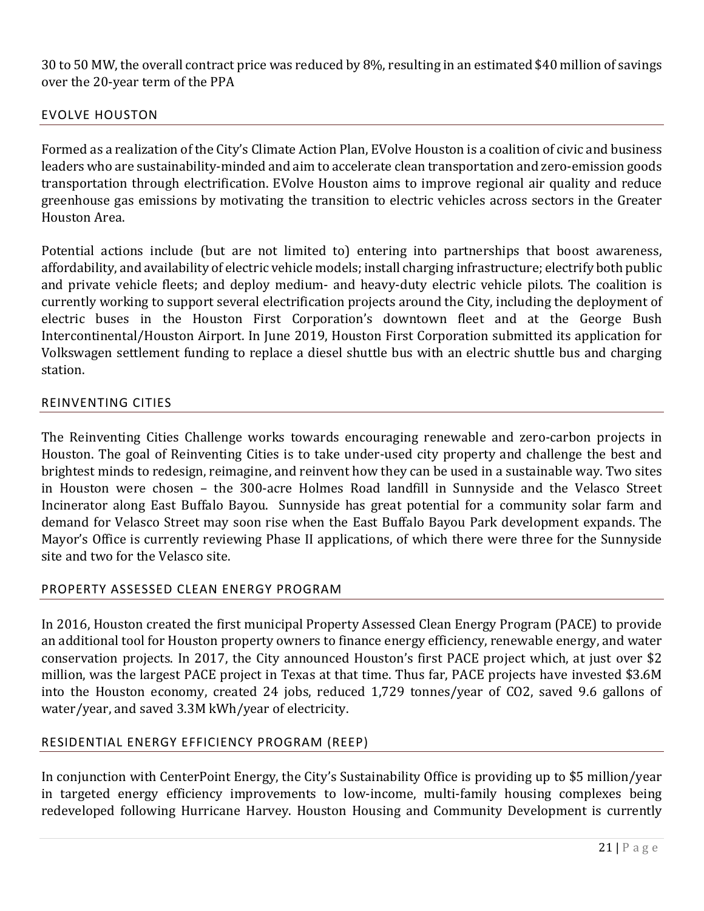30 to 50 MW, the overall contract price was reduced by 8%, resulting in an estimated $40 million of savings over the 20-year term of the PPA

## EVOLVE HOUSTON

Formed as a realization of the City's Climate Action Plan, EVolve Houston is a coalition of civic and business leaders who are sustainability-minded and aim to accelerate clean transportation and zero-emission goods transportation through electrification. EVolve Houston aims to improve regional air quality and reduce greenhouse gas emissions by motivating the transition to electric vehicles across sectors in the Greater Houston Area.

Potential actions include (but are not limited to) entering into partnerships that boost awareness, affordability, and availability of electric vehicle models; install charging infrastructure; electrify both public and private vehicle fleets; and deploy medium- and heavy-duty electric vehicle pilots. The coalition is currently working to support several electrification projects around the City, including the deployment of electric buses in the Houston First Corporation's downtown fleet and at the George Bush Intercontinental/Houston Airport. In June 2019, Houston First Corporation submitted its application for Volkswagen settlement funding to replace a diesel shuttle bus with an electric shuttle bus and charging station.

## REINVENTING CITIES

The Reinventing Cities Challenge works towards encouraging renewable and zero-carbon projects in Houston. The goal of Reinventing Cities is to take under-used city property and challenge the best and brightest minds to redesign, reimagine, and reinvent how they can be used in a sustainable way. Two sites in Houston were chosen – the 300-acre Holmes Road landfill in Sunnyside and the Velasco Street Incinerator along East Buffalo Bayou. Sunnyside has great potential for a community solar farm and demand for Velasco Street may soon rise when the East Buffalo Bayou Park development expands. The Mayor's Office is currently reviewing Phase II applications, of which there were three for the Sunnyside site and two for the Velasco site.

## PROPERTY ASSESSED CLEAN ENERGY PROGRAM

In 2016, Houston created the first municipal Property Assessed Clean Energy Program (PACE) to provide an additional tool for Houston property owners to finance energy efficiency, renewable energy, and water conservation projects. In 2017, the City announced Houston's first PACE project which, at just over $2 million, was the largest PACE project in Texas at that time. Thus far, PACE projects have invested $3.6M into the Houston economy, created 24 jobs, reduced 1,729 tonnes/year of $CO_2$, saved 9.6 gallons of water/year, and saved 3.3M kWh/year of electricity.

## RESIDENTIAL ENERGY EFFICIENCY PROGRAM (REEP)

In conjunction with CenterPoint Energy, the City's Sustainability Office is providing up to $5 million/year in targeted energy efficiency improvements to low-income, multi-family housing complexes being redeveloped following Hurricane Harvey. Houston Housing and Community Development is currently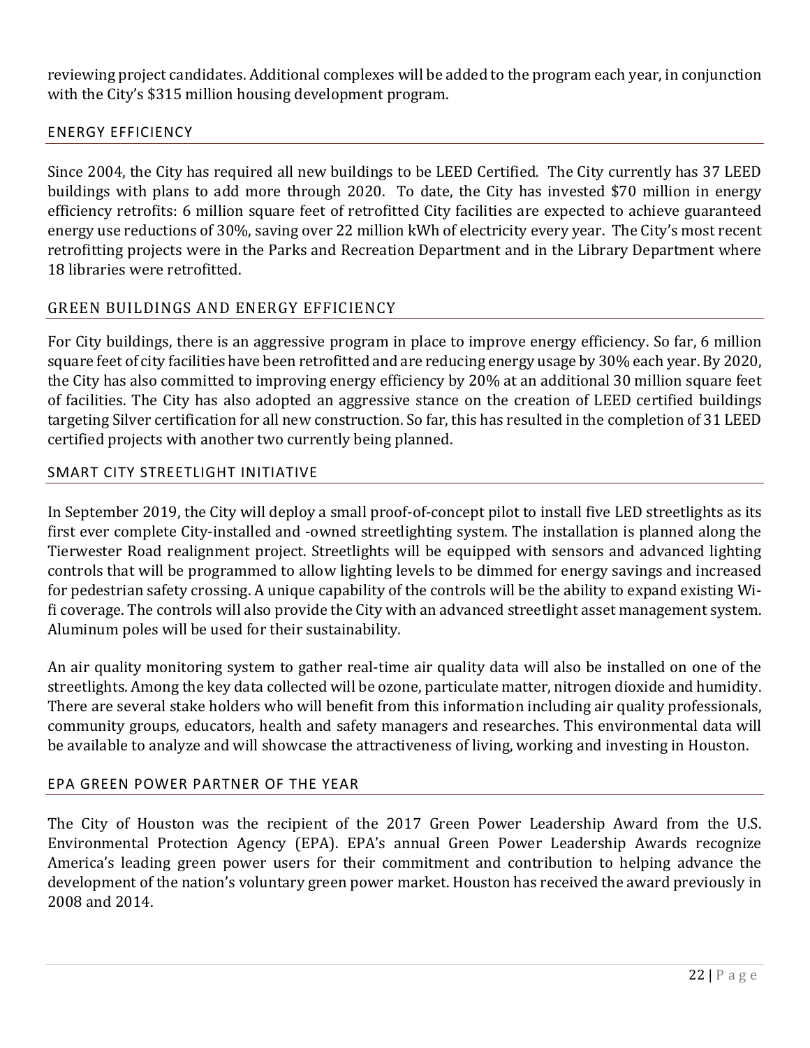reviewing project candidates. Additional complexes will be added to the program each year, in conjunction with the City's $315 million housing development program.

## ENERGY EFFICIENCY

Since 2004, the City has required all new buildings to be LEED Certified. The City currently has 37 LEED buildings with plans to add more through 2020. To date, the City has invested $70 million in energy efficiency retrofits: 6 million square feet of retrofitted City facilities are expected to achieve guaranteed energy use reductions of 30%, saving over 22 million kWh of electricity every year. The City's most recent retrofitting projects were in the Parks and Recreation Department and in the Library Department where 18 libraries were retrofitted.

## GREEN BUILDINGS AND ENERGY EFFICIENCY

For City buildings, there is an aggressive program in place to improve energy efficiency. So far, 6 million square feet of city facilities have been retrofitted and are reducing energy usage by 30% each year. By 2020, the City has also committed to improving energy efficiency by 20% at an additional 30 million square feet of facilities. The City has also adopted an aggressive stance on the creation of LEED certified buildings targeting Silver certification for all new construction. So far, this has resulted in the completion of 31 LEED certified projects with another two currently being planned.

## SMART CITY STREETLIGHT INITIATIVE

In September 2019, the City will deploy a small proof-of-concept pilot to install five LED streetlights as its first ever complete City-installed and -owned streetlighting system. The installation is planned along the Tierwester Road realignment project. Streetlights will be equipped with sensors and advanced lighting controls that will be programmed to allow lighting levels to be dimmed for energy savings and increased for pedestrian safety crossing. A unique capability of the controls will be the ability to expand existing Wi-fi coverage. The controls will also provide the City with an advanced streetlight asset management system. Aluminum poles will be used for their sustainability.

An air quality monitoring system to gather real-time air quality data will also be installed on one of the streetlights. Among the key data collected will be ozone, particulate matter, nitrogen dioxide and humidity. There are several stake holders who will benefit from this information including air quality professionals, community groups, educators, health and safety managers and researches. This environmental data will be available to analyze and will showcase the attractiveness of living, working and investing in Houston.

## EPA GREEN POWER PARTNER OF THE YEAR

The City of Houston was the recipient of the 2017 Green Power Leadership Award from the U.S. Environmental Protection Agency (EPA). EPA's annual Green Power Leadership Awards recognize America's leading green power users for their commitment and contribution to helping advance the development of the nation's voluntary green power market. Houston has received the award previously in 2008 and 2014.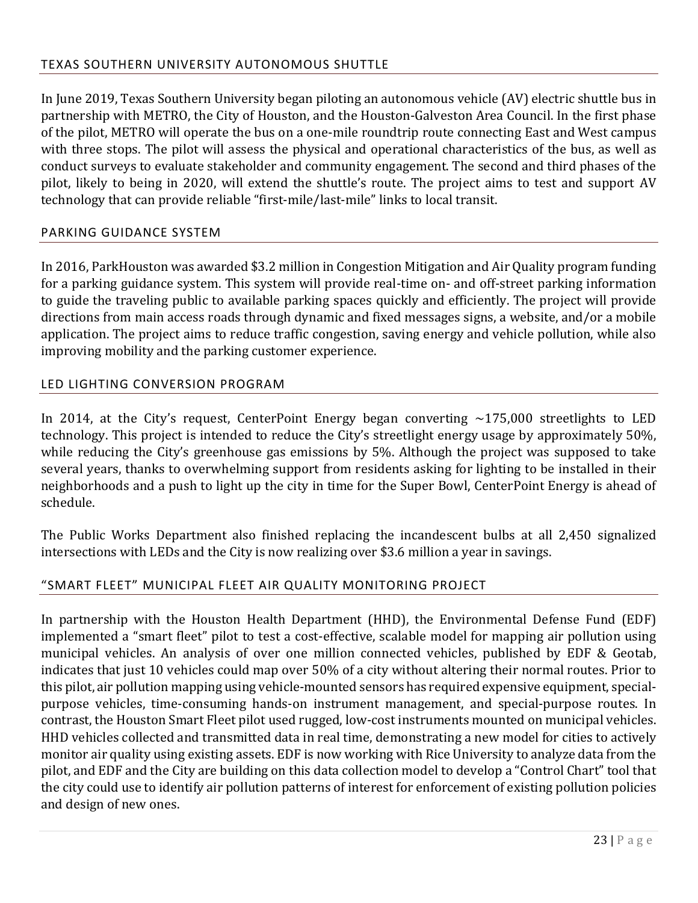## TEXAS SOUTHERN UNIVERSITY AUTONOMOUS SHUTTLE

In June 2019, Texas Southern University began piloting an autonomous vehicle (AV) electric shuttle bus in partnership with METRO, the City of Houston, and the Houston-Galveston Area Council. In the first phase of the pilot, METRO will operate the bus on a one-mile roundtrip route connecting East and West campus with three stops. The pilot will assess the physical and operational characteristics of the bus, as well as conduct surveys to evaluate stakeholder and community engagement. The second and third phases of the pilot, likely to being in 2020, will extend the shuttle's route. The project aims to test and support AV technology that can provide reliable "first-mile/last-mile" links to local transit.

## PARKING GUIDANCE SYSTEM

In 2016, ParkHouston was awarded $3.2 million in Congestion Mitigation and Air Quality program funding for a parking guidance system. This system will provide real-time on- and off-street parking information to guide the traveling public to available parking spaces quickly and efficiently. The project will provide directions from main access roads through dynamic and fixed messages signs, a website, and/or a mobile application. The project aims to reduce traffic congestion, saving energy and vehicle pollution, while also improving mobility and the parking customer experience.

## LED LIGHTING CONVERSION PROGRAM

In 2014, at the City's request, CenterPoint Energy began converting ~175,000 streetlights to LED technology. This project is intended to reduce the City's streetlight energy usage by approximately 50%, while reducing the City's greenhouse gas emissions by 5%. Although the project was supposed to take several years, thanks to overwhelming support from residents asking for lighting to be installed in their neighborhoods and a push to light up the city in time for the Super Bowl, CenterPoint Energy is ahead of schedule.

The Public Works Department also finished replacing the incandescent bulbs at all 2,450 signalized intersections with LEDs and the City is now realizing over $3.6 million a year in savings.

## "SMART FLEET" MUNICIPAL FLEET AIR QUALITY MONITORING PROJECT

In partnership with the Houston Health Department (HHD), the Environmental Defense Fund (EDF) implemented a "smart fleet" pilot to test a cost-effective, scalable model for mapping air pollution using municipal vehicles. An analysis of over one million connected vehicles, published by EDF & Geotab, indicates that just 10 vehicles could map over 50% of a city without altering their normal routes. Prior to this pilot, air pollution mapping using vehicle-mounted sensors has required expensive equipment, special-purpose vehicles, time-consuming hands-on instrument management, and special-purpose routes. In contrast, the Houston Smart Fleet pilot used rugged, low-cost instruments mounted on municipal vehicles. HHD vehicles collected and transmitted data in real time, demonstrating a new model for cities to actively monitor air quality using existing assets. EDF is now working with Rice University to analyze data from the pilot, and EDF and the City are building on this data collection model to develop a "Control Chart" tool that the city could use to identify air pollution patterns of interest for enforcement of existing pollution policies and design of new ones.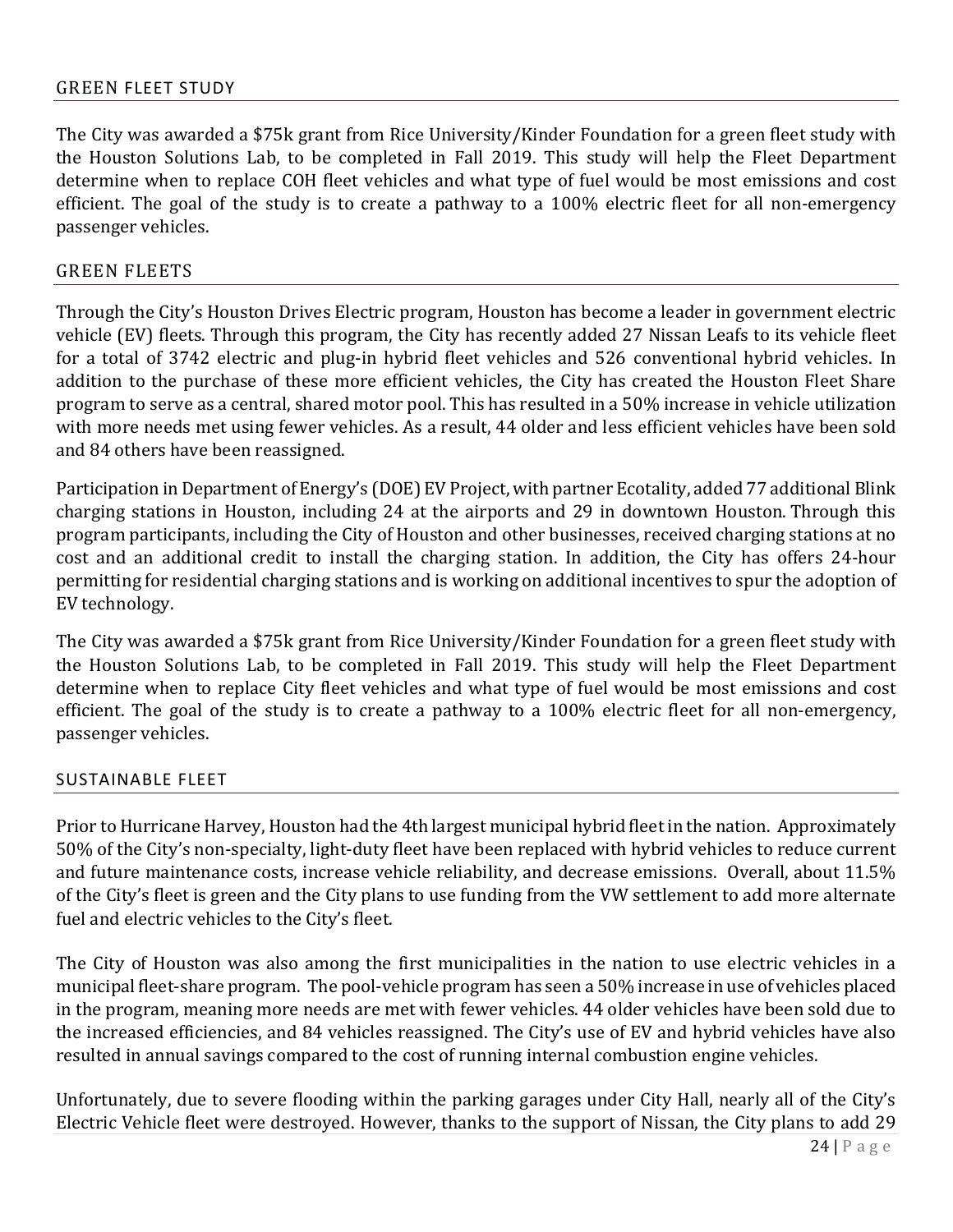## GREEN FLEET STUDY

The City was awarded a $75k grant from Rice University/Kinder Foundation for a green fleet study with the Houston Solutions Lab, to be completed in Fall 2019. This study will help the Fleet Department determine when to replace COH fleet vehicles and what type of fuel would be most emissions and cost efficient. The goal of the study is to create a pathway to a 100% electric fleet for all non-emergency passenger vehicles.

## GREEN FLEETS

Through the City's Houston Drives Electric program, Houston has become a leader in government electric vehicle (EV) fleets. Through this program, the City has recently added 27 Nissan Leafs to its vehicle fleet for a total of 3742 electric and plug-in hybrid fleet vehicles and 526 conventional hybrid vehicles. In addition to the purchase of these more efficient vehicles, the City has created the Houston Fleet Share program to serve as a central, shared motor pool. This has resulted in a 50% increase in vehicle utilization with more needs met using fewer vehicles. As a result, 44 older and less efficient vehicles have been sold and 84 others have been reassigned.

Participation in Department of Energy's (DOE) EV Project, with partner Ecotality, added 77 additional Blink charging stations in Houston, including 24 at the airports and 29 in downtown Houston. Through this program participants, including the City of Houston and other businesses, received charging stations at no cost and an additional credit to install the charging station. In addition, the City has offers 24-hour permitting for residential charging stations and is working on additional incentives to spur the adoption of EV technology.

The City was awarded a $75k grant from Rice University/Kinder Foundation for a green fleet study with the Houston Solutions Lab, to be completed in Fall 2019. This study will help the Fleet Department determine when to replace City fleet vehicles and what type of fuel would be most emissions and cost efficient. The goal of the study is to create a pathway to a 100% electric fleet for all non-emergency, passenger vehicles.

## SUSTAINABLE FLEET

Prior to Hurricane Harvey, Houston had the 4th largest municipal hybrid fleet in the nation. Approximately 50% of the City's non-specialty, light-duty fleet have been replaced with hybrid vehicles to reduce current and future maintenance costs, increase vehicle reliability, and decrease emissions. Overall, about 11.5% of the City's fleet is green and the City plans to use funding from the VW settlement to add more alternate fuel and electric vehicles to the City's fleet.

The City of Houston was also among the first municipalities in the nation to use electric vehicles in a municipal fleet-share program. The pool-vehicle program has seen a 50% increase in use of vehicles placed in the program, meaning more needs are met with fewer vehicles. 44 older vehicles have been sold due to the increased efficiencies, and 84 vehicles reassigned. The City's use of EV and hybrid vehicles have also resulted in annual savings compared to the cost of running internal combustion engine vehicles.

Unfortunately, due to severe flooding within the parking garages under City Hall, nearly all of the City's Electric Vehicle fleet were destroyed. However, thanks to the support of Nissan, the City plans to add 29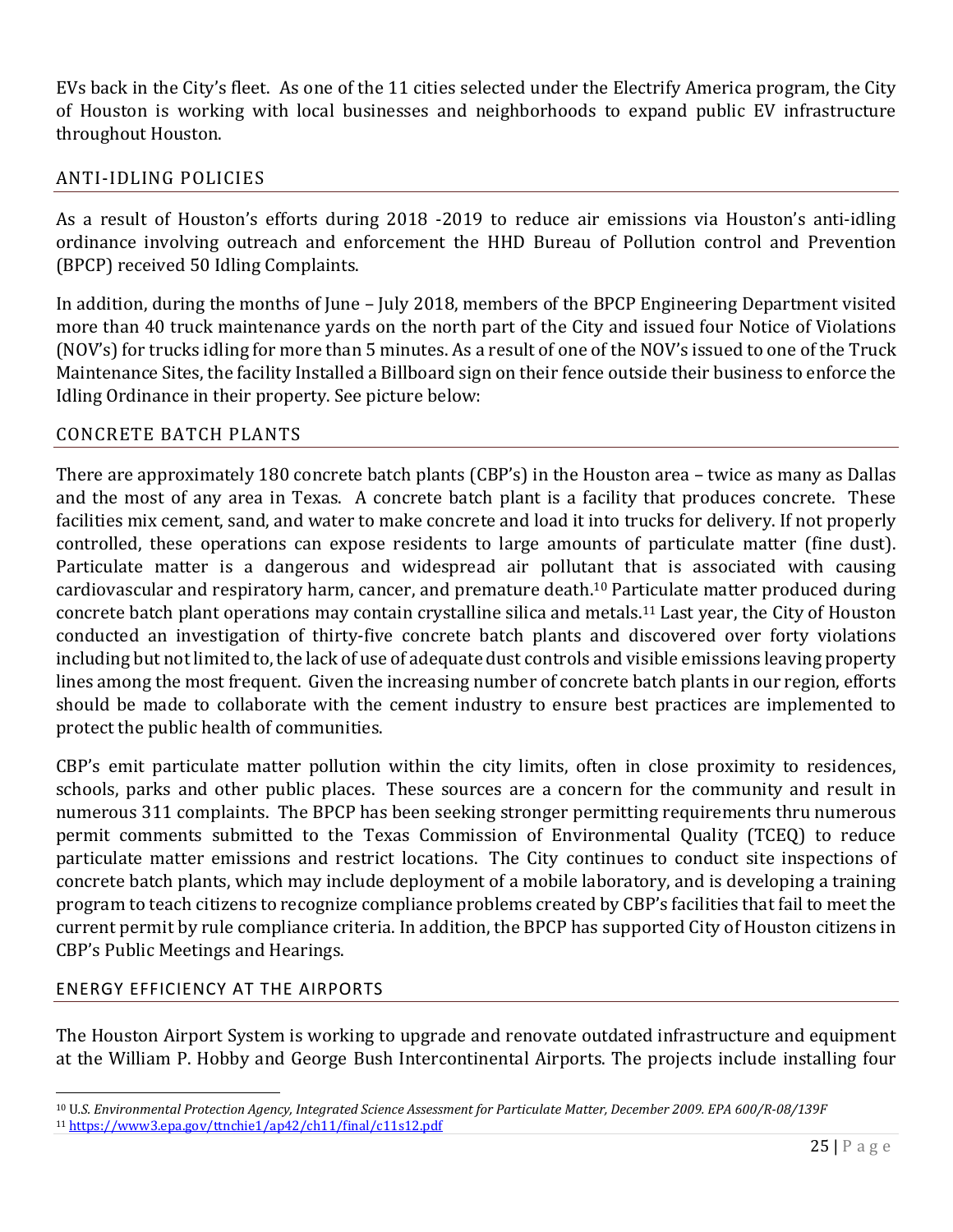EVs back in the City's fleet. As one of the 11 cities selected under the Electrify America program, the City of Houston is working with local businesses and neighborhoods to expand public EV infrastructure throughout Houston.

## ANTI-IDLING POLICIES

As a result of Houston's efforts during 2018 -2019 to reduce air emissions via Houston's anti-idling ordinance involving outreach and enforcement the HHD Bureau of Pollution control and Prevention (BPCP) received 50 Idling Complaints.

In addition, during the months of June – July 2018, members of the BPCP Engineering Department visited more than 40 truck maintenance yards on the north part of the City and issued four Notice of Violations (NOV's) for trucks idling for more than 5 minutes. As a result of one of the NOV's issued to one of the Truck Maintenance Sites, the facility Installed a Billboard sign on their fence outside their business to enforce the Idling Ordinance in their property. See picture below:

## CONCRETE BATCH PLANTS

There are approximately 180 concrete batch plants (CBP's) in the Houston area – twice as many as Dallas and the most of any area in Texas. A concrete batch plant is a facility that produces concrete. These facilities mix cement, sand, and water to make concrete and load it into trucks for delivery. If not properly controlled, these operations can expose residents to large amounts of particulate matter (fine dust). Particulate matter is a dangerous and widespread air pollutant that is associated with causing cardiovascular and respiratory harm, cancer, and premature death.[10] Particulate matter produced during concrete batch plant operations may contain crystalline silica and metals.[11] Last year, the City of Houston conducted an investigation of thirty-five concrete batch plants and discovered over forty violations including but not limited to, the lack of use of adequate dust controls and visible emissions leaving property lines among the most frequent. Given the increasing number of concrete batch plants in our region, efforts should be made to collaborate with the cement industry to ensure best practices are implemented to protect the public health of communities.

CBP's emit particulate matter pollution within the city limits, often in close proximity to residences, schools, parks and other public places. These sources are a concern for the community and result in numerous 311 complaints. The BPCP has been seeking stronger permitting requirements thru numerous permit comments submitted to the Texas Commission of Environmental Quality (TCEQ) to reduce particulate matter emissions and restrict locations. The City continues to conduct site inspections of concrete batch plants, which may include deployment of a mobile laboratory, and is developing a training program to teach citizens to recognize compliance problems created by CBP's facilities that fail to meet the current permit by rule compliance criteria. In addition, the BPCP has supported City of Houston citizens in CBP's Public Meetings and Hearings.

## ENERGY EFFICIENCY AT THE AIRPORTS

The Houston Airport System is working to upgrade and renovate outdated infrastructure and equipment at the William P. Hobby and George Bush Intercontinental Airports. The projects include installing four

---

[10] *U.S. Environmental Protection Agency, Integrated Science Assessment for Particulate Matter, December 2009. EPA 600/R-08/139F*

[11] https://www3.epa.gov/ttnchie1/ap42/ch11/final/c11s12.pdf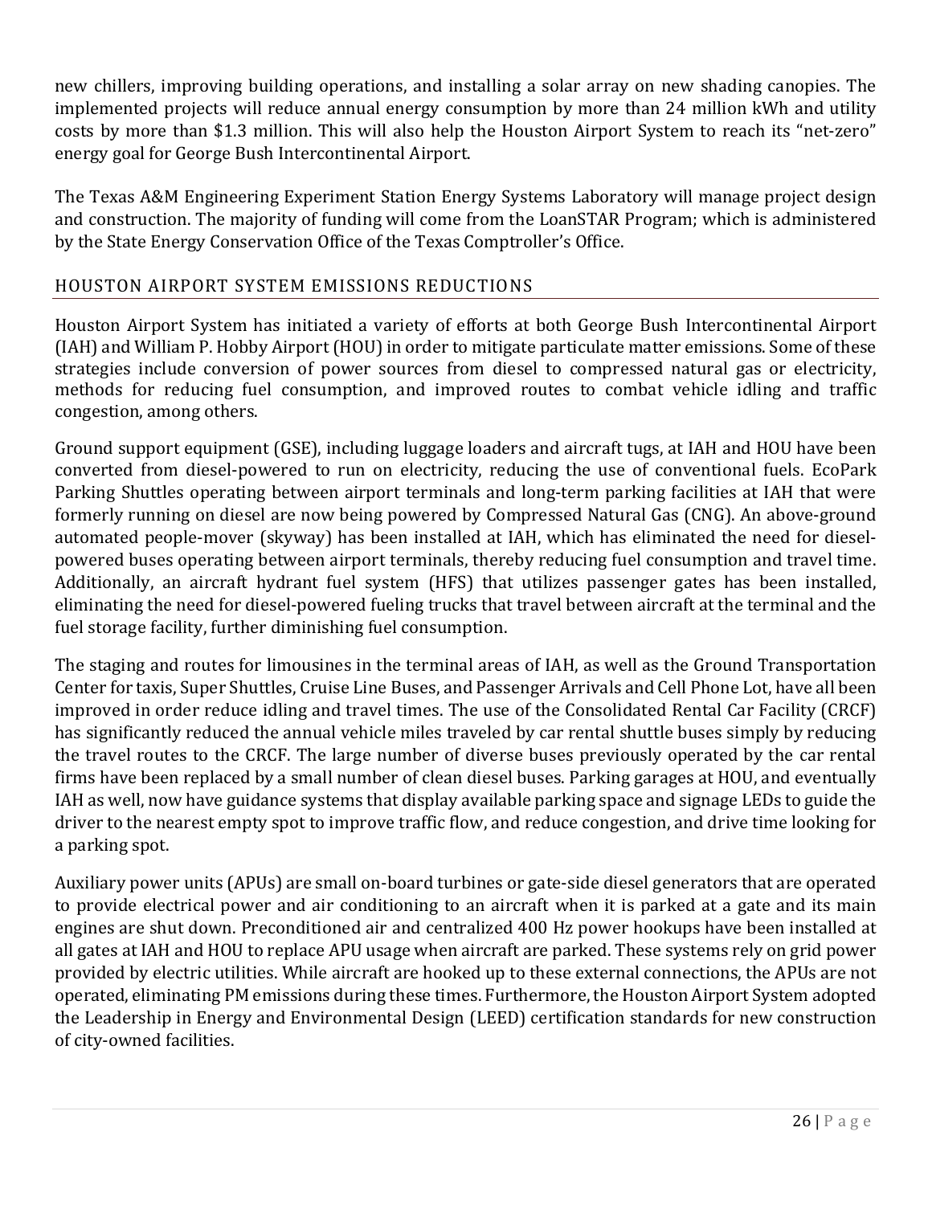new chillers, improving building operations, and installing a solar array on new shading canopies. The implemented projects will reduce annual energy consumption by more than 24 million kWh and utility costs by more than $1.3 million. This will also help the Houston Airport System to reach its "net-zero" energy goal for George Bush Intercontinental Airport.

The Texas A&M Engineering Experiment Station Energy Systems Laboratory will manage project design and construction. The majority of funding will come from the LoanSTAR Program; which is administered by the State Energy Conservation Office of the Texas Comptroller's Office.

## HOUSTON AIRPORT SYSTEM EMISSIONS REDUCTIONS

Houston Airport System has initiated a variety of efforts at both George Bush Intercontinental Airport (IAH) and William P. Hobby Airport (HOU) in order to mitigate particulate matter emissions. Some of these strategies include conversion of power sources from diesel to compressed natural gas or electricity, methods for reducing fuel consumption, and improved routes to combat vehicle idling and traffic congestion, among others.

Ground support equipment (GSE), including luggage loaders and aircraft tugs, at IAH and HOU have been converted from diesel-powered to run on electricity, reducing the use of conventional fuels. EcoPark Parking Shuttles operating between airport terminals and long-term parking facilities at IAH that were formerly running on diesel are now being powered by Compressed Natural Gas (CNG). An above-ground automated people-mover (skyway) has been installed at IAH, which has eliminated the need for diesel-powered buses operating between airport terminals, thereby reducing fuel consumption and travel time. Additionally, an aircraft hydrant fuel system (HFS) that utilizes passenger gates has been installed, eliminating the need for diesel-powered fueling trucks that travel between aircraft at the terminal and the fuel storage facility, further diminishing fuel consumption.

The staging and routes for limousines in the terminal areas of IAH, as well as the Ground Transportation Center for taxis, Super Shuttles, Cruise Line Buses, and Passenger Arrivals and Cell Phone Lot, have all been improved in order reduce idling and travel times. The use of the Consolidated Rental Car Facility (CRCF) has significantly reduced the annual vehicle miles traveled by car rental shuttle buses simply by reducing the travel routes to the CRCF. The large number of diverse buses previously operated by the car rental firms have been replaced by a small number of clean diesel buses. Parking garages at HOU, and eventually IAH as well, now have guidance systems that display available parking space and signage LEDs to guide the driver to the nearest empty spot to improve traffic flow, and reduce congestion, and drive time looking for a parking spot.

Auxiliary power units (APUs) are small on-board turbines or gate-side diesel generators that are operated to provide electrical power and air conditioning to an aircraft when it is parked at a gate and its main engines are shut down. Preconditioned air and centralized 400 Hz power hookups have been installed at all gates at IAH and HOU to replace APU usage when aircraft are parked. These systems rely on grid power provided by electric utilities. While aircraft are hooked up to these external connections, the APUs are not operated, eliminating PM emissions during these times. Furthermore, the Houston Airport System adopted the Leadership in Energy and Environmental Design (LEED) certification standards for new construction of city-owned facilities.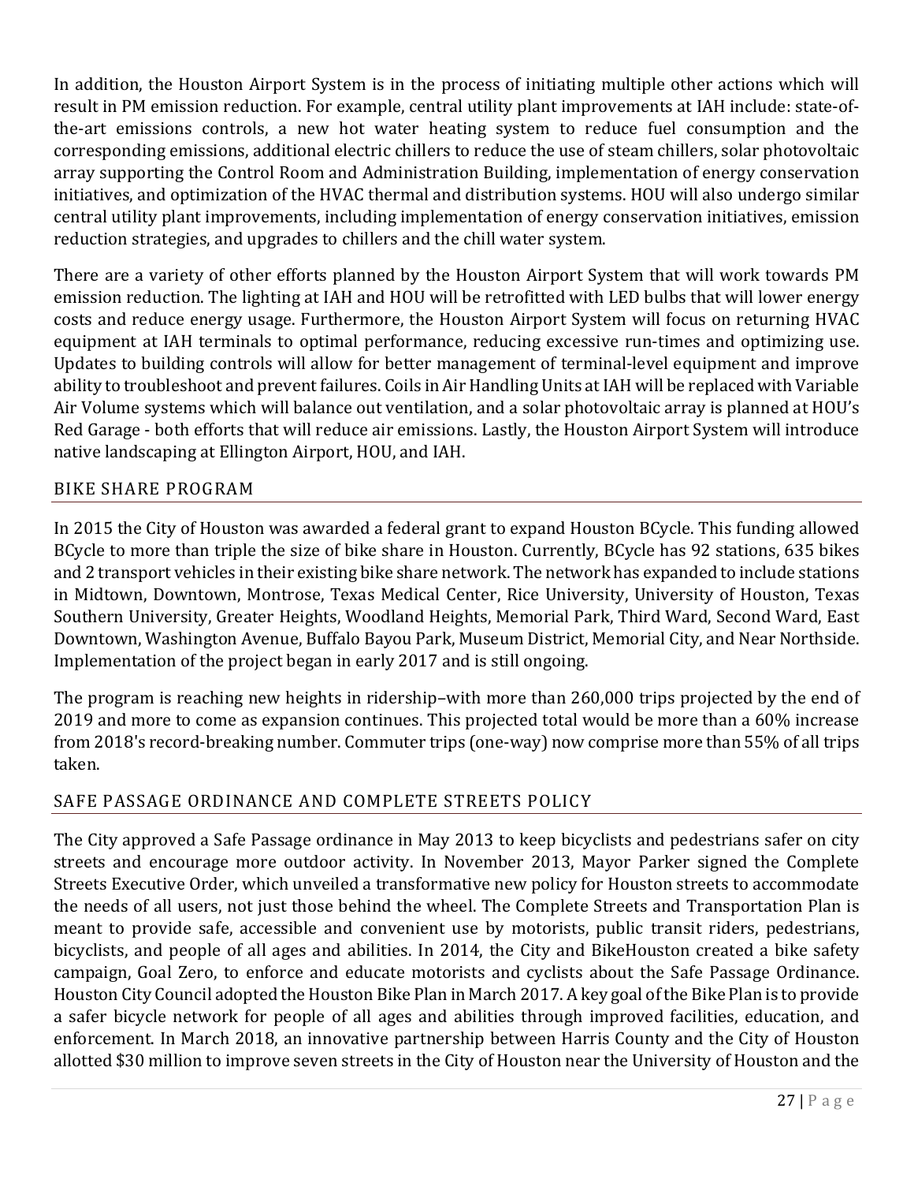In addition, the Houston Airport System is in the process of initiating multiple other actions which will result in PM emission reduction. For example, central utility plant improvements at IAH include: state-of-the-art emissions controls, a new hot water heating system to reduce fuel consumption and the corresponding emissions, additional electric chillers to reduce the use of steam chillers, solar photovoltaic array supporting the Control Room and Administration Building, implementation of energy conservation initiatives, and optimization of the HVAC thermal and distribution systems. HOU will also undergo similar central utility plant improvements, including implementation of energy conservation initiatives, emission reduction strategies, and upgrades to chillers and the chill water system.

There are a variety of other efforts planned by the Houston Airport System that will work towards PM emission reduction. The lighting at IAH and HOU will be retrofitted with LED bulbs that will lower energy costs and reduce energy usage. Furthermore, the Houston Airport System will focus on returning HVAC equipment at IAH terminals to optimal performance, reducing excessive run-times and optimizing use. Updates to building controls will allow for better management of terminal-level equipment and improve ability to troubleshoot and prevent failures. Coils in Air Handling Units at IAH will be replaced with Variable Air Volume systems which will balance out ventilation, and a solar photovoltaic array is planned at HOU's Red Garage - both efforts that will reduce air emissions. Lastly, the Houston Airport System will introduce native landscaping at Ellington Airport, HOU, and IAH.

## BIKE SHARE PROGRAM

In 2015 the City of Houston was awarded a federal grant to expand Houston BCycle. This funding allowed BCycle to more than triple the size of bike share in Houston. Currently, BCycle has 92 stations, 635 bikes and 2 transport vehicles in their existing bike share network. The network has expanded to include stations in Midtown, Downtown, Montrose, Texas Medical Center, Rice University, University of Houston, Texas Southern University, Greater Heights, Woodland Heights, Memorial Park, Third Ward, Second Ward, East Downtown, Washington Avenue, Buffalo Bayou Park, Museum District, Memorial City, and Near Northside. Implementation of the project began in early 2017 and is still ongoing.

The program is reaching new heights in ridership–with more than 260,000 trips projected by the end of 2019 and more to come as expansion continues. This projected total would be more than a 60% increase from 2018's record-breaking number. Commuter trips (one-way) now comprise more than 55% of all trips taken.

## SAFE PASSAGE ORDINANCE AND COMPLETE STREETS POLICY

The City approved a Safe Passage ordinance in May 2013 to keep bicyclists and pedestrians safer on city streets and encourage more outdoor activity. In November 2013, Mayor Parker signed the Complete Streets Executive Order, which unveiled a transformative new policy for Houston streets to accommodate the needs of all users, not just those behind the wheel. The Complete Streets and Transportation Plan is meant to provide safe, accessible and convenient use by motorists, public transit riders, pedestrians, bicyclists, and people of all ages and abilities. In 2014, the City and BikeHouston created a bike safety campaign, Goal Zero, to enforce and educate motorists and cyclists about the Safe Passage Ordinance. Houston City Council adopted the Houston Bike Plan in March 2017. A key goal of the Bike Plan is to provide a safer bicycle network for people of all ages and abilities through improved facilities, education, and enforcement. In March 2018, an innovative partnership between Harris County and the City of Houston allotted $30 million to improve seven streets in the City of Houston near the University of Houston and the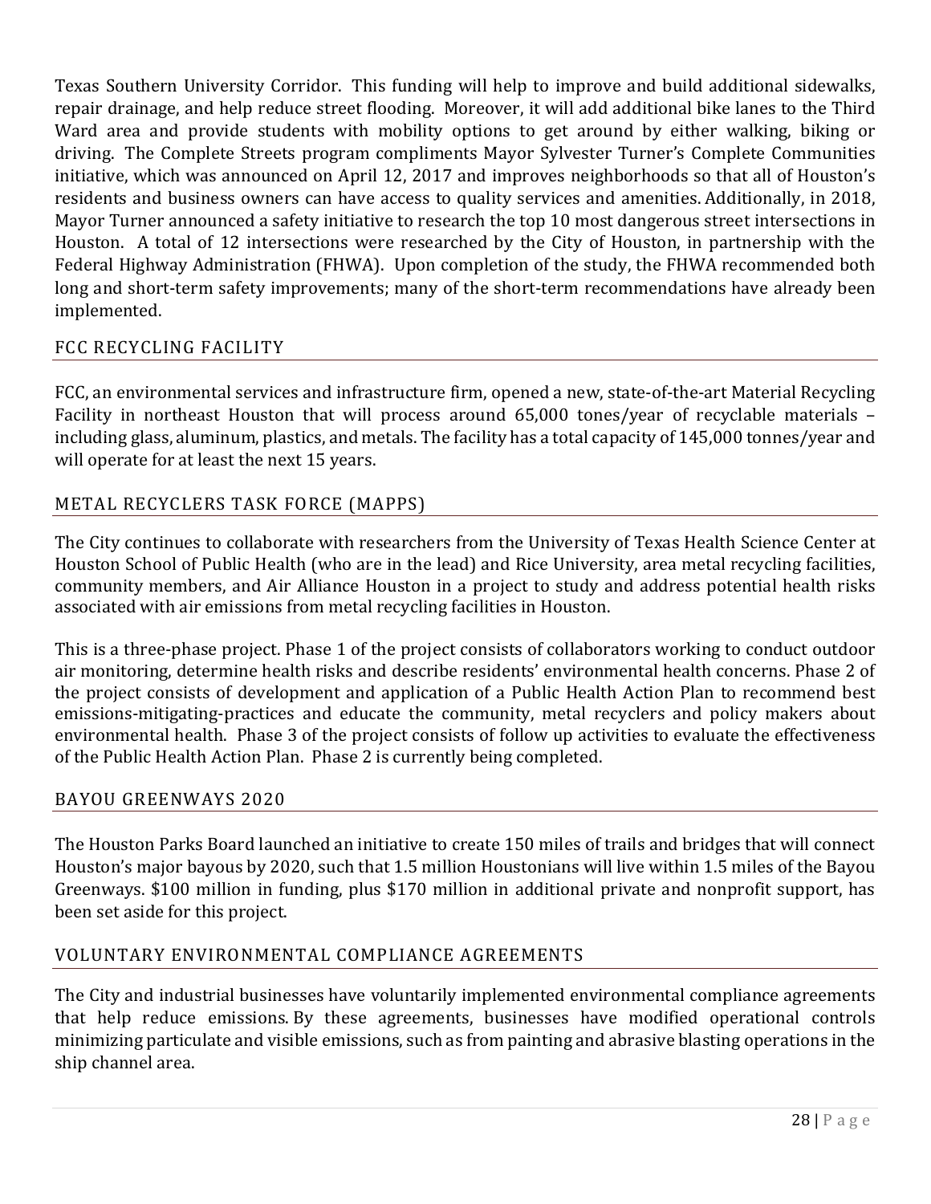Texas Southern University Corridor. This funding will help to improve and build additional sidewalks, repair drainage, and help reduce street flooding. Moreover, it will add additional bike lanes to the Third Ward area and provide students with mobility options to get around by either walking, biking or driving. The Complete Streets program compliments Mayor Sylvester Turner's Complete Communities initiative, which was announced on April 12, 2017 and improves neighborhoods so that all of Houston's residents and business owners can have access to quality services and amenities. Additionally, in 2018, Mayor Turner announced a safety initiative to research the top 10 most dangerous street intersections in Houston. A total of 12 intersections were researched by the City of Houston, in partnership with the Federal Highway Administration (FHWA). Upon completion of the study, the FHWA recommended both long and short-term safety improvements; many of the short-term recommendations have already been implemented.

## FCC RECYCLING FACILITY

FCC, an environmental services and infrastructure firm, opened a new, state-of-the-art Material Recycling Facility in northeast Houston that will process around 65,000 tones/year of recyclable materials – including glass, aluminum, plastics, and metals. The facility has a total capacity of 145,000 tonnes/year and will operate for at least the next 15 years.

## METAL RECYCLERS TASK FORCE (MAPPS)

The City continues to collaborate with researchers from the University of Texas Health Science Center at Houston School of Public Health (who are in the lead) and Rice University, area metal recycling facilities, community members, and Air Alliance Houston in a project to study and address potential health risks associated with air emissions from metal recycling facilities in Houston.

This is a three-phase project. Phase 1 of the project consists of collaborators working to conduct outdoor air monitoring, determine health risks and describe residents' environmental health concerns. Phase 2 of the project consists of development and application of a Public Health Action Plan to recommend best emissions-mitigating-practices and educate the community, metal recyclers and policy makers about environmental health. Phase 3 of the project consists of follow up activities to evaluate the effectiveness of the Public Health Action Plan. Phase 2 is currently being completed.

## BAYOU GREENWAYS 2020

The Houston Parks Board launched an initiative to create 150 miles of trails and bridges that will connect Houston's major bayous by 2020, such that 1.5 million Houstonians will live within 1.5 miles of the Bayou Greenways. $100 million in funding, plus $170 million in additional private and nonprofit support, has been set aside for this project.

## VOLUNTARY ENVIRONMENTAL COMPLIANCE AGREEMENTS

The City and industrial businesses have voluntarily implemented environmental compliance agreements that help reduce emissions. By these agreements, businesses have modified operational controls minimizing particulate and visible emissions, such as from painting and abrasive blasting operations in the ship channel area.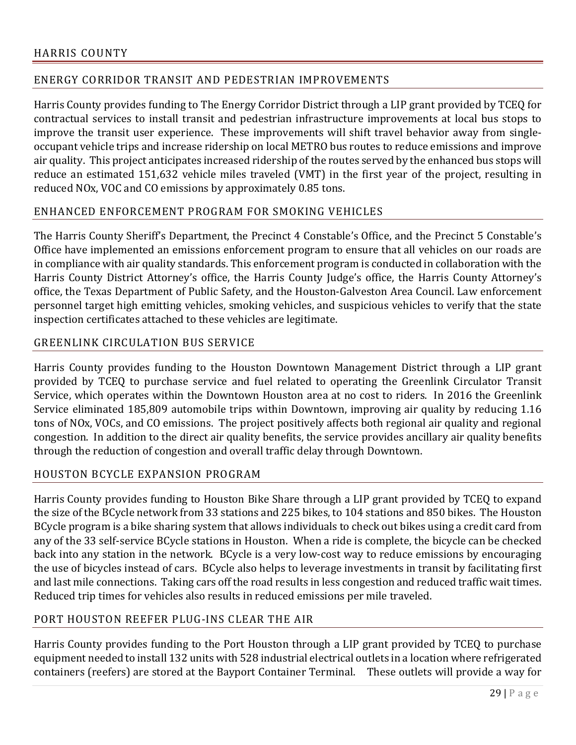## HARRIS COUNTY

### ENERGY CORRIDOR TRANSIT AND PEDESTRIAN IMPROVEMENTS

Harris County provides funding to The Energy Corridor District through a LIP grant provided by TCEQ for contractual services to install transit and pedestrian infrastructure improvements at local bus stops to improve the transit user experience. These improvements will shift travel behavior away from single-occupant vehicle trips and increase ridership on local METRO bus routes to reduce emissions and improve air quality. This project anticipates increased ridership of the routes served by the enhanced bus stops will reduce an estimated 151,632 vehicle miles traveled (VMT) in the first year of the project, resulting in reduced NOx, VOC and CO emissions by approximately 0.85 tons.

### ENHANCED ENFORCEMENT PROGRAM FOR SMOKING VEHICLES

The Harris County Sheriff's Department, the Precinct 4 Constable's Office, and the Precinct 5 Constable's Office have implemented an emissions enforcement program to ensure that all vehicles on our roads are in compliance with air quality standards. This enforcement program is conducted in collaboration with the Harris County District Attorney's office, the Harris County Judge's office, the Harris County Attorney's office, the Texas Department of Public Safety, and the Houston-Galveston Area Council. Law enforcement personnel target high emitting vehicles, smoking vehicles, and suspicious vehicles to verify that the state inspection certificates attached to these vehicles are legitimate.

### GREENLINK CIRCULATION BUS SERVICE

Harris County provides funding to the Houston Downtown Management District through a LIP grant provided by TCEQ to purchase service and fuel related to operating the Greenlink Circulator Transit Service, which operates within the Downtown Houston area at no cost to riders. In 2016 the Greenlink Service eliminated 185,809 automobile trips within Downtown, improving air quality by reducing 1.16 tons of NOx, VOCs, and CO emissions. The project positively affects both regional air quality and regional congestion. In addition to the direct air quality benefits, the service provides ancillary air quality benefits through the reduction of congestion and overall traffic delay through Downtown.

### HOUSTON BCYCLE EXPANSION PROGRAM

Harris County provides funding to Houston Bike Share through a LIP grant provided by TCEQ to expand the size of the BCycle network from 33 stations and 225 bikes, to 104 stations and 850 bikes. The Houston BCycle program is a bike sharing system that allows individuals to check out bikes using a credit card from any of the 33 self-service BCycle stations in Houston. When a ride is complete, the bicycle can be checked back into any station in the network. BCycle is a very low-cost way to reduce emissions by encouraging the use of bicycles instead of cars. BCycle also helps to leverage investments in transit by facilitating first and last mile connections. Taking cars off the road results in less congestion and reduced traffic wait times. Reduced trip times for vehicles also results in reduced emissions per mile traveled.

### PORT HOUSTON REEFER PLUG-INS CLEAR THE AIR

Harris County provides funding to the Port Houston through a LIP grant provided by TCEQ to purchase equipment needed to install 132 units with 528 industrial electrical outlets in a location where refrigerated containers (reefers) are stored at the Bayport Container Terminal. These outlets will provide a way for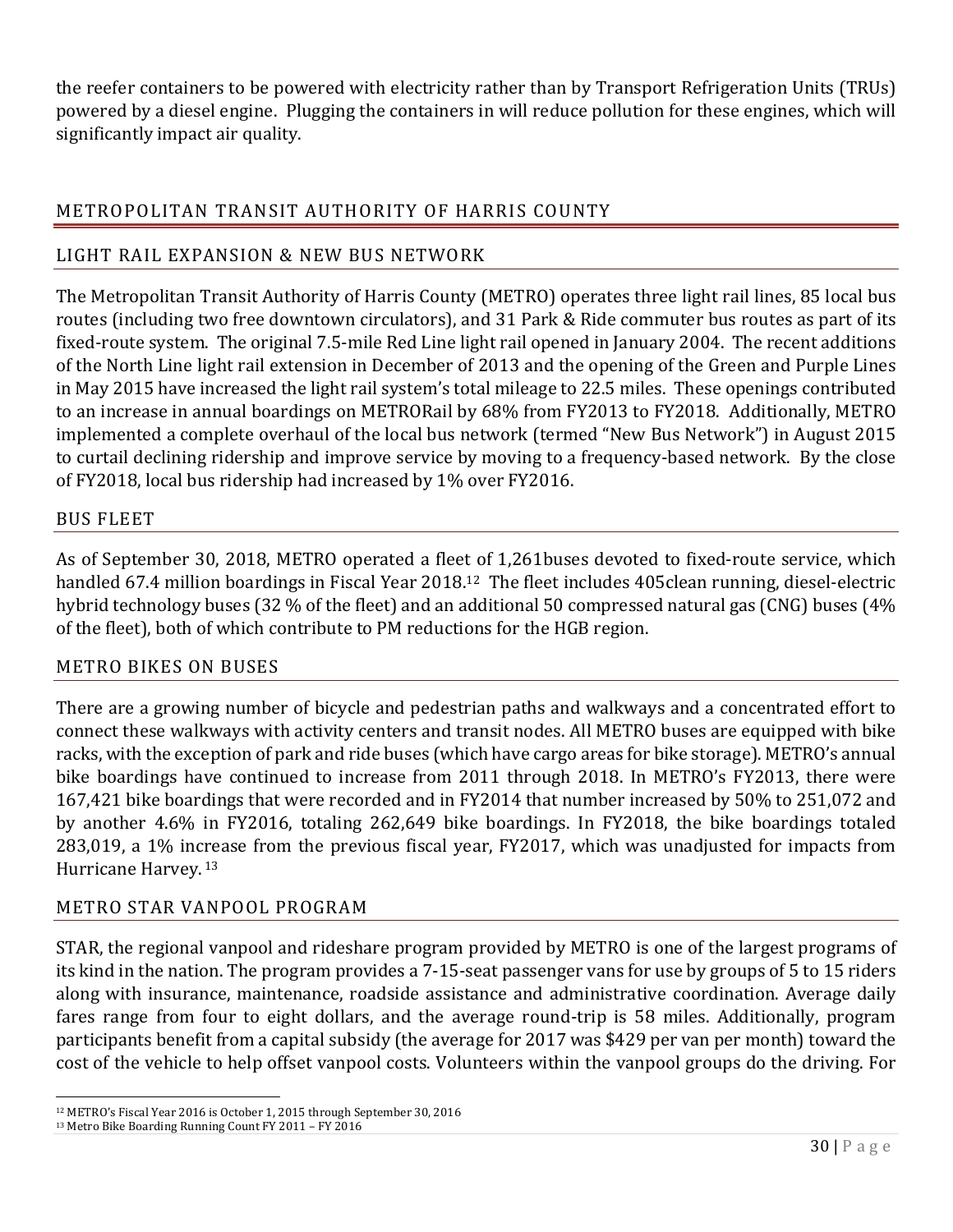the reefer containers to be powered with electricity rather than by Transport Refrigeration Units (TRUs) powered by a diesel engine. Plugging the containers in will reduce pollution for these engines, which will significantly impact air quality.

## METROPOLITAN TRANSIT AUTHORITY OF HARRIS COUNTY

### LIGHT RAIL EXPANSION & NEW BUS NETWORK

The Metropolitan Transit Authority of Harris County (METRO) operates three light rail lines, 85 local bus routes (including two free downtown circulators), and 31 Park & Ride commuter bus routes as part of its fixed-route system. The original 7.5-mile Red Line light rail opened in January 2004. The recent additions of the North Line light rail extension in December of 2013 and the opening of the Green and Purple Lines in May 2015 have increased the light rail system's total mileage to 22.5 miles. These openings contributed to an increase in annual boardings on METRORail by 68% from FY2013 to FY2018. Additionally, METRO implemented a complete overhaul of the local bus network (termed "New Bus Network") in August 2015 to curtail declining ridership and improve service by moving to a frequency-based network. By the close of FY2018, local bus ridership had increased by 1% over FY2016.

### BUS FLEET

As of September 30, 2018, METRO operated a fleet of 1,261buses devoted to fixed-route service, which handled 67.4 million boardings in Fiscal Year 2018.[12] The fleet includes 405clean running, diesel-electric hybrid technology buses (32 % of the fleet) and an additional 50 compressed natural gas (CNG) buses (4% of the fleet), both of which contribute to PM reductions for the HGB region.

### METRO BIKES ON BUSES

There are a growing number of bicycle and pedestrian paths and walkways and a concentrated effort to connect these walkways with activity centers and transit nodes. All METRO buses are equipped with bike racks, with the exception of park and ride buses (which have cargo areas for bike storage). METRO's annual bike boardings have continued to increase from 2011 through 2018. In METRO's FY2013, there were 167,421 bike boardings that were recorded and in FY2014 that number increased by 50% to 251,072 and by another 4.6% in FY2016, totaling 262,649 bike boardings. In FY2018, the bike boardings totaled 283,019, a 1% increase from the previous fiscal year, FY2017, which was unadjusted for impacts from Hurricane Harvey.[13]

### METRO STAR VANPOOL PROGRAM

STAR, the regional vanpool and rideshare program provided by METRO is one of the largest programs of its kind in the nation. The program provides a 7-15-seat passenger vans for use by groups of 5 to 15 riders along with insurance, maintenance, roadside assistance and administrative coordination. Average daily fares range from four to eight dollars, and the average round-trip is 58 miles. Additionally, program participants benefit from a capital subsidy (the average for 2017 was $429 per van per month) toward the cost of the vehicle to help offset vanpool costs. Volunteers within the vanpool groups do the driving. For

[12] METRO's Fiscal Year 2016 is October 1, 2015 through September 30, 2016

[13] Metro Bike Boarding Running Count FY 2011 – FY 2016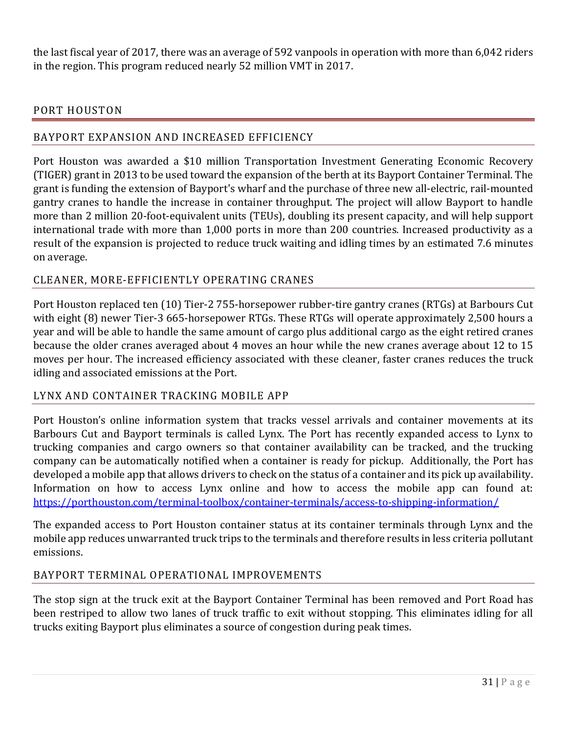the last fiscal year of 2017, there was an average of 592 vanpools in operation with more than 6,042 riders in the region. This program reduced nearly 52 million VMT in 2017.

## PORT HOUSTON

### BAYPORT EXPANSION AND INCREASED EFFICIENCY

Port Houston was awarded a $10 million Transportation Investment Generating Economic Recovery (TIGER) grant in 2013 to be used toward the expansion of the berth at its Bayport Container Terminal. The grant is funding the extension of Bayport's wharf and the purchase of three new all-electric, rail-mounted gantry cranes to handle the increase in container throughput. The project will allow Bayport to handle more than 2 million 20-foot-equivalent units (TEUs), doubling its present capacity, and will help support international trade with more than 1,000 ports in more than 200 countries. Increased productivity as a result of the expansion is projected to reduce truck waiting and idling times by an estimated 7.6 minutes on average.

### CLEANER, MORE-EFFICIENTLY OPERATING CRANES

Port Houston replaced ten (10) Tier-2 755-horsepower rubber-tire gantry cranes (RTGs) at Barbours Cut with eight (8) newer Tier-3 665-horsepower RTGs. These RTGs will operate approximately 2,500 hours a year and will be able to handle the same amount of cargo plus additional cargo as the eight retired cranes because the older cranes averaged about 4 moves an hour while the new cranes average about 12 to 15 moves per hour. The increased efficiency associated with these cleaner, faster cranes reduces the truck idling and associated emissions at the Port.

### LYNX AND CONTAINER TRACKING MOBILE APP

Port Houston's online information system that tracks vessel arrivals and container movements at its Barbours Cut and Bayport terminals is called Lynx. The Port has recently expanded access to Lynx to trucking companies and cargo owners so that container availability can be tracked, and the trucking company can be automatically notified when a container is ready for pickup. Additionally, the Port has developed a mobile app that allows drivers to check on the status of a container and its pick up availability. Information on how to access Lynx online and how to access the mobile app can found at: https://porthouston.com/terminal-toolbox/container-terminals/access-to-shipping-information/

The expanded access to Port Houston container status at its container terminals through Lynx and the mobile app reduces unwarranted truck trips to the terminals and therefore results in less criteria pollutant emissions.

### BAYPORT TERMINAL OPERATIONAL IMPROVEMENTS

The stop sign at the truck exit at the Bayport Container Terminal has been removed and Port Road has been restriped to allow two lanes of truck traffic to exit without stopping. This eliminates idling for all trucks exiting Bayport plus eliminates a source of congestion during peak times.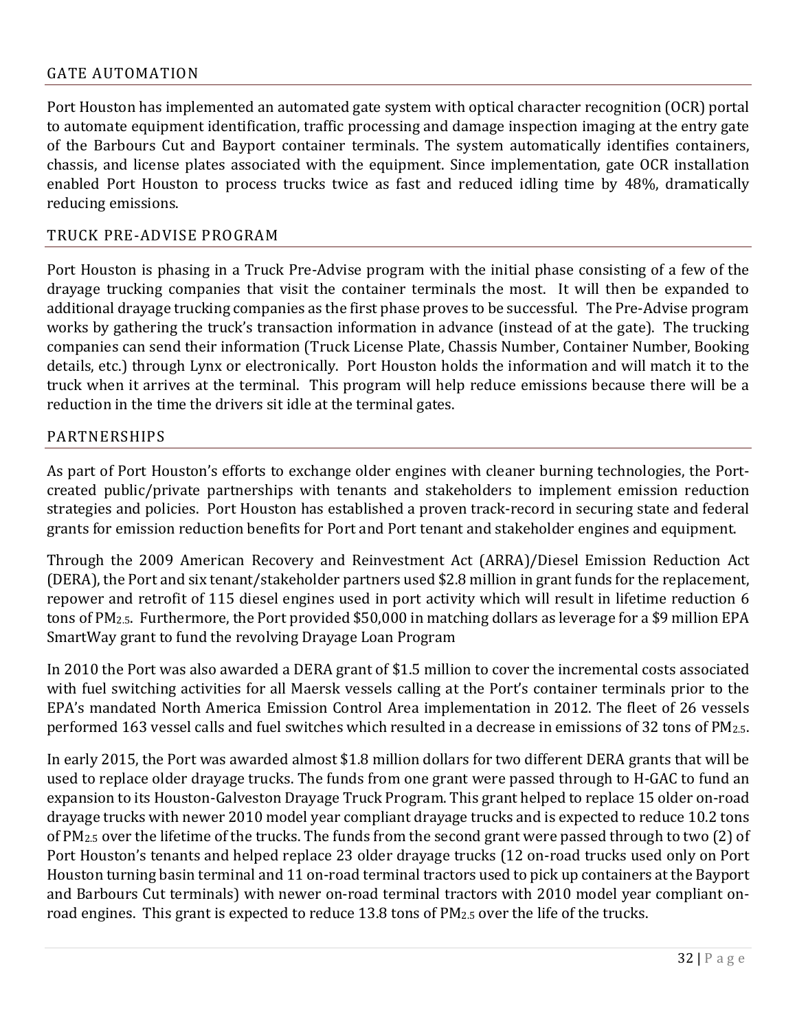## GATE AUTOMATION

Port Houston has implemented an automated gate system with optical character recognition (OCR) portal to automate equipment identification, traffic processing and damage inspection imaging at the entry gate of the Barbours Cut and Bayport container terminals. The system automatically identifies containers, chassis, and license plates associated with the equipment. Since implementation, gate OCR installation enabled Port Houston to process trucks twice as fast and reduced idling time by 48%, dramatically reducing emissions.

## TRUCK PRE-ADVISE PROGRAM

Port Houston is phasing in a Truck Pre-Advise program with the initial phase consisting of a few of the drayage trucking companies that visit the container terminals the most. It will then be expanded to additional drayage trucking companies as the first phase proves to be successful. The Pre-Advise program works by gathering the truck's transaction information in advance (instead of at the gate). The trucking companies can send their information (Truck License Plate, Chassis Number, Container Number, Booking details, etc.) through Lynx or electronically. Port Houston holds the information and will match it to the truck when it arrives at the terminal. This program will help reduce emissions because there will be a reduction in the time the drivers sit idle at the terminal gates.

## PARTNERSHIPS

As part of Port Houston's efforts to exchange older engines with cleaner burning technologies, the Port-created public/private partnerships with tenants and stakeholders to implement emission reduction strategies and policies. Port Houston has established a proven track-record in securing state and federal grants for emission reduction benefits for Port and Port tenant and stakeholder engines and equipment.

Through the 2009 American Recovery and Reinvestment Act (ARRA)/Diesel Emission Reduction Act (DERA), the Port and six tenant/stakeholder partners used $2.8 million in grant funds for the replacement, repower and retrofit of 115 diesel engines used in port activity which will result in lifetime reduction 6 tons of $PM_{2.5}$. Furthermore, the Port provided $50,000 in matching dollars as leverage for a $9 million EPA SmartWay grant to fund the revolving Drayage Loan Program

In 2010 the Port was also awarded a DERA grant of $1.5 million to cover the incremental costs associated with fuel switching activities for all Maersk vessels calling at the Port's container terminals prior to the EPA's mandated North America Emission Control Area implementation in 2012. The fleet of 26 vessels performed 163 vessel calls and fuel switches which resulted in a decrease in emissions of 32 tons of $PM_{2.5}$.

In early 2015, the Port was awarded almost $1.8 million dollars for two different DERA grants that will be used to replace older drayage trucks. The funds from one grant were passed through to H-GAC to fund an expansion to its Houston-Galveston Drayage Truck Program. This grant helped to replace 15 older on-road drayage trucks with newer 2010 model year compliant drayage trucks and is expected to reduce 10.2 tons of $PM_{2.5}$ over the lifetime of the trucks. The funds from the second grant were passed through to two (2) of Port Houston's tenants and helped replace 23 older drayage trucks (12 on-road trucks used only on Port Houston turning basin terminal and 11 on-road terminal tractors used to pick up containers at the Bayport and Barbours Cut terminals) with newer on-road terminal tractors with 2010 model year compliant on-road engines. This grant is expected to reduce 13.8 tons of $PM_{2.5}$ over the life of the trucks.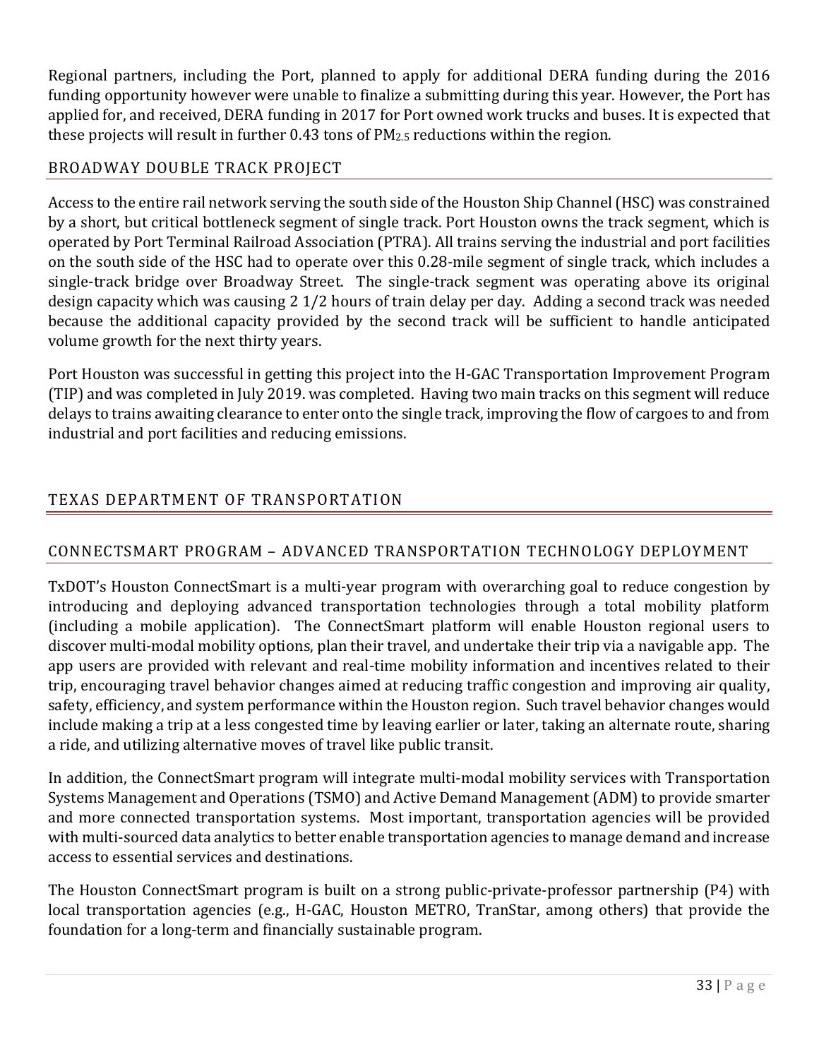Regional partners, including the Port, planned to apply for additional DERA funding during the 2016 funding opportunity however were unable to finalize a submitting during this year. However, the Port has applied for, and received, DERA funding in 2017 for Port owned work trucks and buses. It is expected that these projects will result in further 0.43 tons of $PM_{2.5}$ reductions within the region.

### BROADWAY DOUBLE TRACK PROJECT

Access to the entire rail network serving the south side of the Houston Ship Channel (HSC) was constrained by a short, but critical bottleneck segment of single track. Port Houston owns the track segment, which is operated by Port Terminal Railroad Association (PTRA). All trains serving the industrial and port facilities on the south side of the HSC had to operate over this 0.28-mile segment of single track, which includes a single-track bridge over Broadway Street. The single-track segment was operating above its original design capacity which was causing 2 1/2 hours of train delay per day. Adding a second track was needed because the additional capacity provided by the second track will be sufficient to handle anticipated volume growth for the next thirty years.

Port Houston was successful in getting this project into the H-GAC Transportation Improvement Program (TIP) and was completed in July 2019. was completed. Having two main tracks on this segment will reduce delays to trains awaiting clearance to enter onto the single track, improving the flow of cargoes to and from industrial and port facilities and reducing emissions.

## TEXAS DEPARTMENT OF TRANSPORTATION

### CONNECTSMART PROGRAM – ADVANCED TRANSPORTATION TECHNOLOGY DEPLOYMENT

TxDOT's Houston ConnectSmart is a multi-year program with overarching goal to reduce congestion by introducing and deploying advanced transportation technologies through a total mobility platform (including a mobile application). The ConnectSmart platform will enable Houston regional users to discover multi-modal mobility options, plan their travel, and undertake their trip via a navigable app. The app users are provided with relevant and real-time mobility information and incentives related to their trip, encouraging travel behavior changes aimed at reducing traffic congestion and improving air quality, safety, efficiency, and system performance within the Houston region. Such travel behavior changes would include making a trip at a less congested time by leaving earlier or later, taking an alternate route, sharing a ride, and utilizing alternative moves of travel like public transit.

In addition, the ConnectSmart program will integrate multi-modal mobility services with Transportation Systems Management and Operations (TSMO) and Active Demand Management (ADM) to provide smarter and more connected transportation systems. Most important, transportation agencies will be provided with multi-sourced data analytics to better enable transportation agencies to manage demand and increase access to essential services and destinations.

The Houston ConnectSmart program is built on a strong public-private-professor partnership (P4) with local transportation agencies (e.g., H-GAC, Houston METRO, TranStar, among others) that provide the foundation for a long-term and financially sustainable program.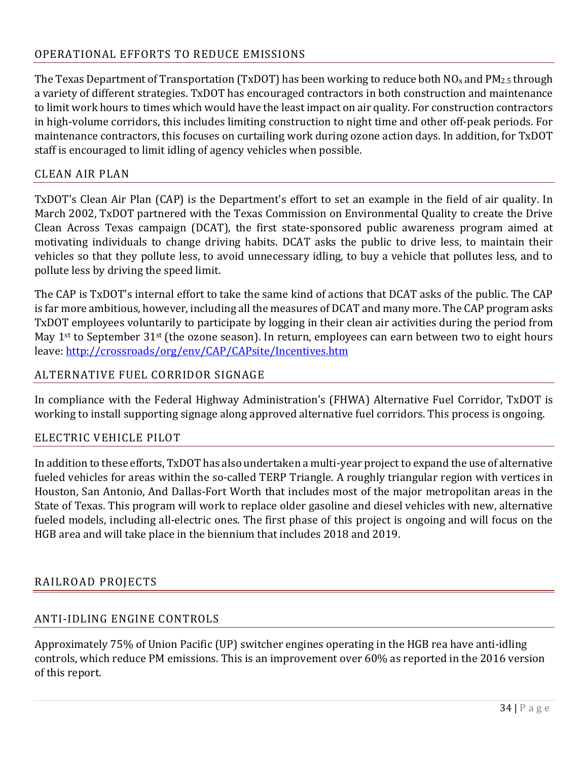## OPERATIONAL EFFORTS TO REDUCE EMISSIONS

The Texas Department of Transportation (TxDOT) has been working to reduce both $NO_x$ and $PM_{2.5}$ through a variety of different strategies. TxDOT has encouraged contractors in both construction and maintenance to limit work hours to times which would have the least impact on air quality. For construction contractors in high-volume corridors, this includes limiting construction to night time and other off-peak periods. For maintenance contractors, this focuses on curtailing work during ozone action days. In addition, for TxDOT staff is encouraged to limit idling of agency vehicles when possible.

## CLEAN AIR PLAN

TxDOT's Clean Air Plan (CAP) is the Department's effort to set an example in the field of air quality. In March 2002, TxDOT partnered with the Texas Commission on Environmental Quality to create the Drive Clean Across Texas campaign (DCAT), the first state-sponsored public awareness program aimed at motivating individuals to change driving habits. DCAT asks the public to drive less, to maintain their vehicles so that they pollute less, to avoid unnecessary idling, to buy a vehicle that pollutes less, and to pollute less by driving the speed limit.

The CAP is TxDOT's internal effort to take the same kind of actions that DCAT asks of the public. The CAP is far more ambitious, however, including all the measures of DCAT and many more. The CAP program asks TxDOT employees voluntarily to participate by logging in their clean air activities during the period from May 1st to September 31st (the ozone season). In return, employees can earn between two to eight hours leave: http://crossroads/org/env/CAP/CAPsite/Incentives.htm

## ALTERNATIVE FUEL CORRIDOR SIGNAGE

In compliance with the Federal Highway Administration's (FHWA) Alternative Fuel Corridor, TxDOT is working to install supporting signage along approved alternative fuel corridors. This process is ongoing.

## ELECTRIC VEHICLE PILOT

In addition to these efforts, TxDOT has also undertaken a multi-year project to expand the use of alternative fueled vehicles for areas within the so-called TERP Triangle. A roughly triangular region with vertices in Houston, San Antonio, And Dallas-Fort Worth that includes most of the major metropolitan areas in the State of Texas. This program will work to replace older gasoline and diesel vehicles with new, alternative fueled models, including all-electric ones. The first phase of this project is ongoing and will focus on the HGB area and will take place in the biennium that includes 2018 and 2019.

# RAILROAD PROJECTS

## ANTI-IDLING ENGINE CONTROLS

Approximately 75% of Union Pacific (UP) switcher engines operating in the HGB rea have anti-idling controls, which reduce PM emissions. This is an improvement over 60% as reported in the 2016 version of this report.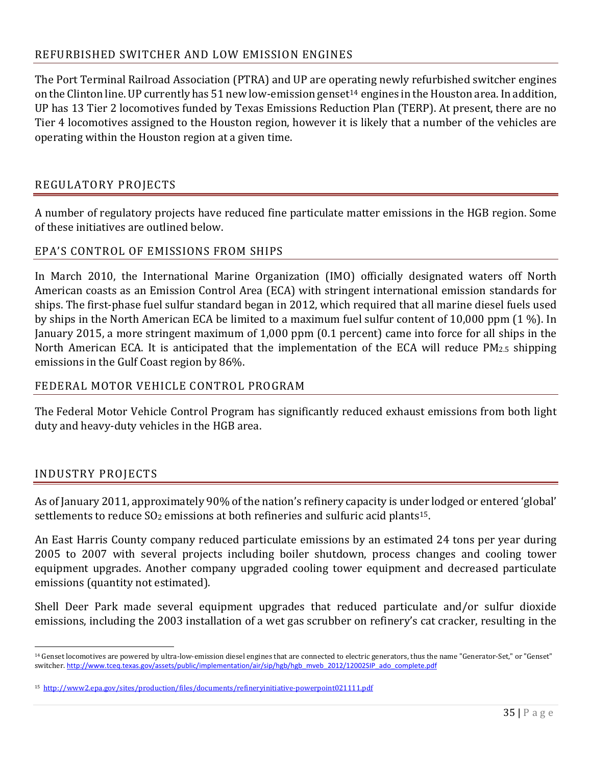## REFURBISHED SWITCHER AND LOW EMISSION ENGINES

The Port Terminal Railroad Association (PTRA) and UP are operating newly refurbished switcher engines on the Clinton line. UP currently has 51 new low-emission genset[14] engines in the Houston area. In addition, UP has 13 Tier 2 locomotives funded by Texas Emissions Reduction Plan (TERP). At present, there are no Tier 4 locomotives assigned to the Houston region, however it is likely that a number of the vehicles are operating within the Houston region at a given time.

## REGULATORY PROJECTS

A number of regulatory projects have reduced fine particulate matter emissions in the HGB region. Some of these initiatives are outlined below.

### EPA'S CONTROL OF EMISSIONS FROM SHIPS

In March 2010, the International Marine Organization (IMO) officially designated waters off North American coasts as an Emission Control Area (ECA) with stringent international emission standards for ships. The first-phase fuel sulfur standard began in 2012, which required that all marine diesel fuels used by ships in the North American ECA be limited to a maximum fuel sulfur content of 10,000 ppm (1 %). In January 2015, a more stringent maximum of 1,000 ppm (0.1 percent) came into force for all ships in the North American ECA. It is anticipated that the implementation of the ECA will reduce $PM_{2.5}$ shipping emissions in the Gulf Coast region by 86%.

### FEDERAL MOTOR VEHICLE CONTROL PROGRAM

The Federal Motor Vehicle Control Program has significantly reduced exhaust emissions from both light duty and heavy-duty vehicles in the HGB area.

## INDUSTRY PROJECTS

As of January 2011, approximately 90% of the nation's refinery capacity is under lodged or entered 'global' settlements to reduce $SO_2$ emissions at both refineries and sulfuric acid plants[15].

An East Harris County company reduced particulate emissions by an estimated 24 tons per year during 2005 to 2007 with several projects including boiler shutdown, process changes and cooling tower equipment upgrades. Another company upgraded cooling tower equipment and decreased particulate emissions (quantity not estimated).

Shell Deer Park made several equipment upgrades that reduced particulate and/or sulfur dioxide emissions, including the 2003 installation of a wet gas scrubber on refinery's cat cracker, resulting in the

---

[14] Genset locomotives are powered by ultra-low-emission diesel engines that are connected to electric generators, thus the name "Generator-Set," or "Genset" switcher. http://www.tceq.texas.gov/assets/public/implementation/air/sip/hgb/hgb_mveb_2012/12002SIP_ado_complete.pdf

[15] http://www2.epa.gov/sites/production/files/documents/refineryinitiative-powerpoint021111.pdf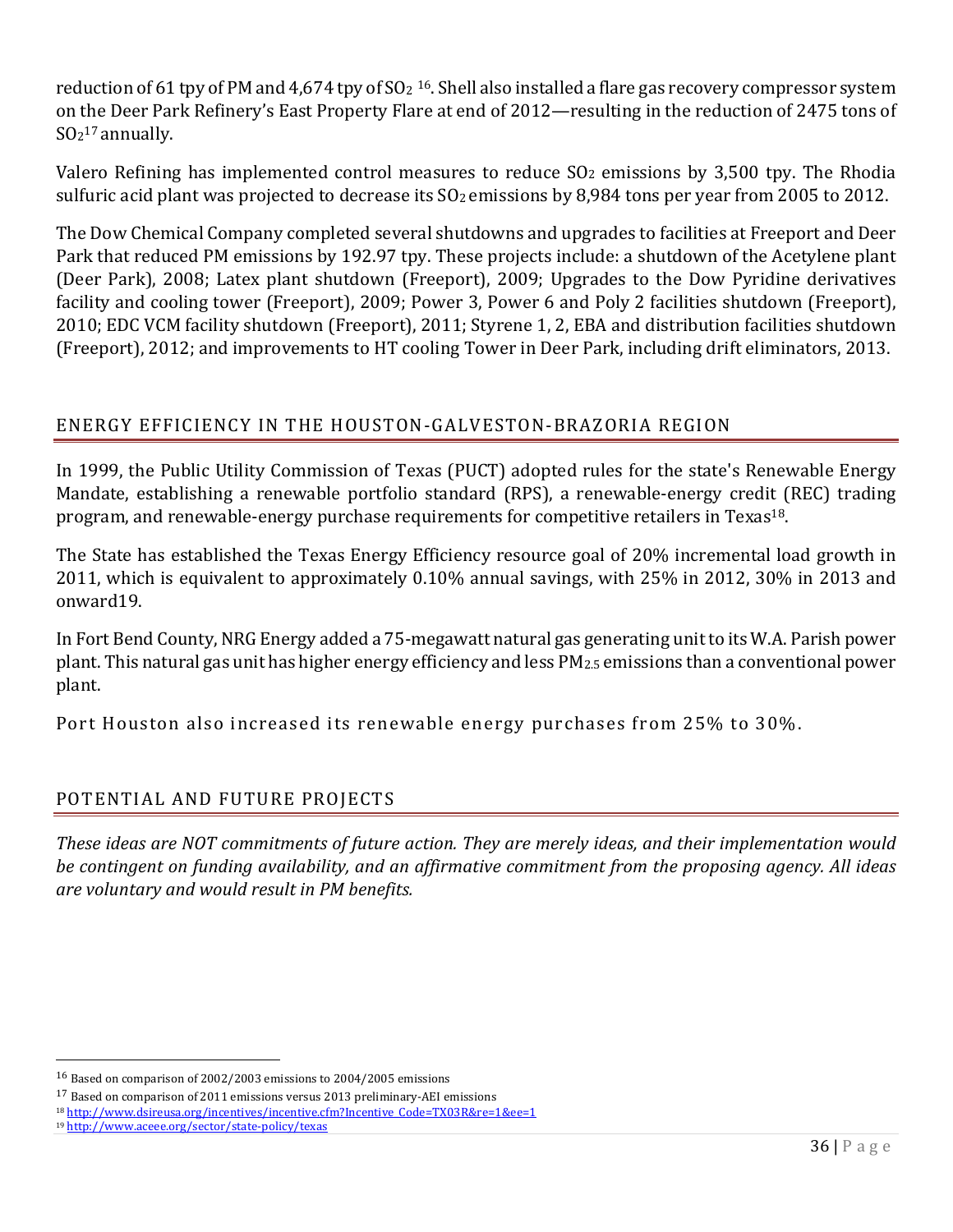reduction of 61 tpy of PM and 4,674 tpy of $SO_2$ [16]. Shell also installed a flare gas recovery compressor system on the Deer Park Refinery's East Property Flare at end of 2012—resulting in the reduction of 2475 tons of $SO_2$[17] annually.

Valero Refining has implemented control measures to reduce $SO_2$ emissions by 3,500 tpy. The Rhodia sulfuric acid plant was projected to decrease its $SO_2$ emissions by 8,984 tons per year from 2005 to 2012.

The Dow Chemical Company completed several shutdowns and upgrades to facilities at Freeport and Deer Park that reduced PM emissions by 192.97 tpy. These projects include: a shutdown of the Acetylene plant (Deer Park), 2008; Latex plant shutdown (Freeport), 2009; Upgrades to the Dow Pyridine derivatives facility and cooling tower (Freeport), 2009; Power 3, Power 6 and Poly 2 facilities shutdown (Freeport), 2010; EDC VCM facility shutdown (Freeport), 2011; Styrene 1, 2, EBA and distribution facilities shutdown (Freeport), 2012; and improvements to HT cooling Tower in Deer Park, including drift eliminators, 2013.

## ENERGY EFFICIENCY IN THE HOUSTON-GALVESTON-BRAZORIA REGION

In 1999, the Public Utility Commission of Texas (PUCT) adopted rules for the state's Renewable Energy Mandate, establishing a renewable portfolio standard (RPS), a renewable-energy credit (REC) trading program, and renewable-energy purchase requirements for competitive retailers in Texas[18].

The State has established the Texas Energy Efficiency resource goal of 20% incremental load growth in 2011, which is equivalent to approximately 0.10% annual savings, with 25% in 2012, 30% in 2013 and onward19.

In Fort Bend County, NRG Energy added a 75-megawatt natural gas generating unit to its W.A. Parish power plant. This natural gas unit has higher energy efficiency and less $PM_{2.5}$ emissions than a conventional power plant.

Port Houston also increased its renewable energy purchases from 25% to 30%.

## POTENTIAL AND FUTURE PROJECTS

*These ideas are NOT commitments of future action. They are merely ideas, and their implementation would be contingent on funding availability, and an affirmative commitment from the proposing agency. All ideas are voluntary and would result in PM benefits.*

---

[16] Based on comparison of 2002/2003 emissions to 2004/2005 emissions

[17] Based on comparison of 2011 emissions versus 2013 preliminary-AEI emissions

[18] http://www.dsireusa.org/incentives/incentive.cfm?Incentive_Code=TX03R&re=1&ee=1

[19] http://www.aceee.org/sector/state-policy/texas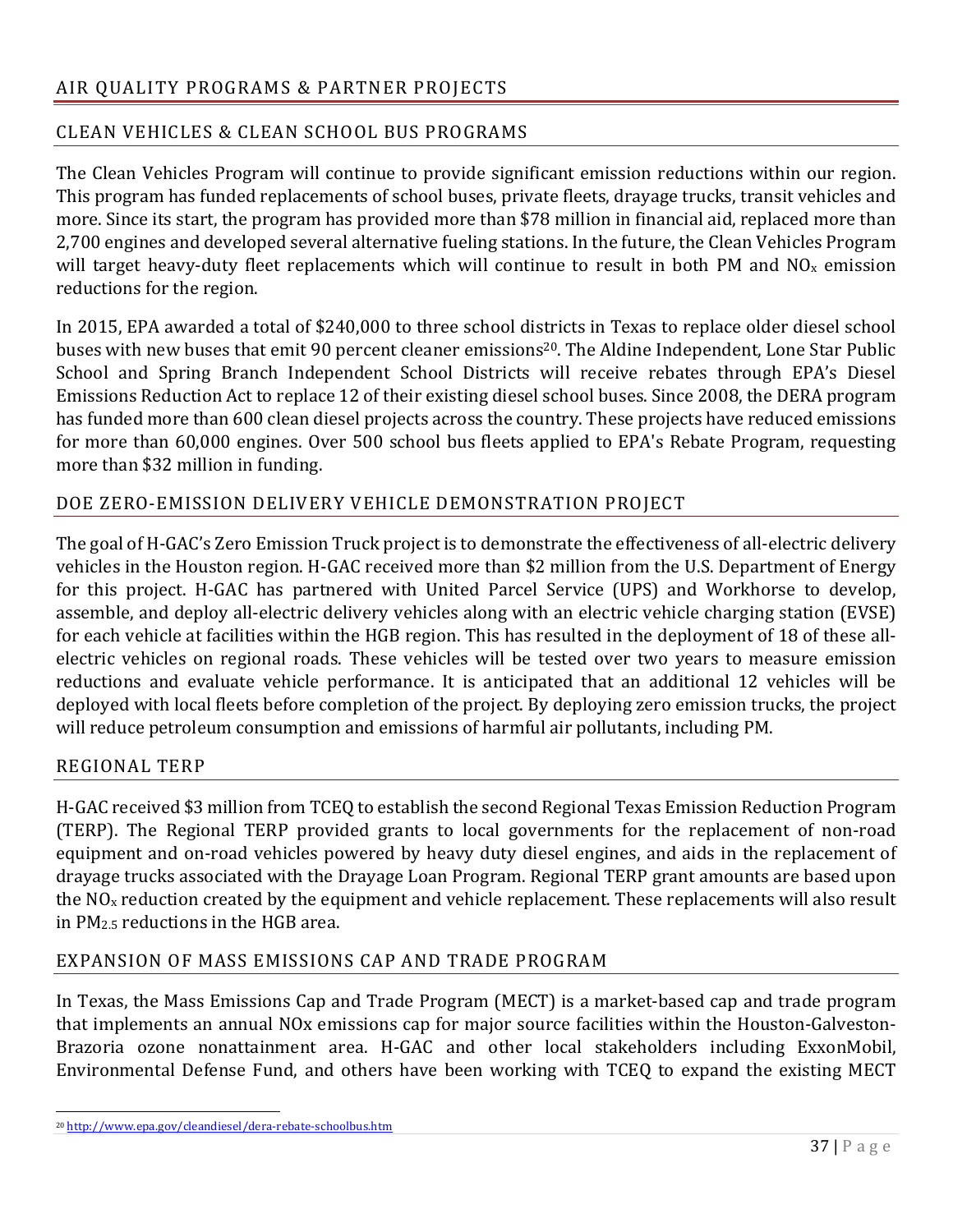## AIR QUALITY PROGRAMS & PARTNER PROJECTS

### CLEAN VEHICLES & CLEAN SCHOOL BUS PROGRAMS

The Clean Vehicles Program will continue to provide significant emission reductions within our region. This program has funded replacements of school buses, private fleets, drayage trucks, transit vehicles and more. Since its start, the program has provided more than $78 million in financial aid, replaced more than 2,700 engines and developed several alternative fueling stations. In the future, the Clean Vehicles Program will target heavy-duty fleet replacements which will continue to result in both PM and $NO_x$ emission reductions for the region.

In 2015, EPA awarded a total of $240,000 to three school districts in Texas to replace older diesel school buses with new buses that emit 90 percent cleaner emissions[20]. The Aldine Independent, Lone Star Public School and Spring Branch Independent School Districts will receive rebates through EPA's Diesel Emissions Reduction Act to replace 12 of their existing diesel school buses. Since 2008, the DERA program has funded more than 600 clean diesel projects across the country. These projects have reduced emissions for more than 60,000 engines. Over 500 school bus fleets applied to EPA's Rebate Program, requesting more than $32 million in funding.

### DOE ZERO-EMISSION DELIVERY VEHICLE DEMONSTRATION PROJECT

The goal of H-GAC's Zero Emission Truck project is to demonstrate the effectiveness of all-electric delivery vehicles in the Houston region. H-GAC received more than $2 million from the U.S. Department of Energy for this project. H-GAC has partnered with United Parcel Service (UPS) and Workhorse to develop, assemble, and deploy all-electric delivery vehicles along with an electric vehicle charging station (EVSE) for each vehicle at facilities within the HGB region. This has resulted in the deployment of 18 of these all-electric vehicles on regional roads. These vehicles will be tested over two years to measure emission reductions and evaluate vehicle performance. It is anticipated that an additional 12 vehicles will be deployed with local fleets before completion of the project. By deploying zero emission trucks, the project will reduce petroleum consumption and emissions of harmful air pollutants, including PM.

### REGIONAL TERP

H-GAC received $3 million from TCEQ to establish the second Regional Texas Emission Reduction Program (TERP). The Regional TERP provided grants to local governments for the replacement of non-road equipment and on-road vehicles powered by heavy duty diesel engines, and aids in the replacement of drayage trucks associated with the Drayage Loan Program. Regional TERP grant amounts are based upon the $NO_x$ reduction created by the equipment and vehicle replacement. These replacements will also result in $PM_{2.5}$ reductions in the HGB area.

### EXPANSION OF MASS EMISSIONS CAP AND TRADE PROGRAM

In Texas, the Mass Emissions Cap and Trade Program (MECT) is a market-based cap and trade program that implements an annual NOx emissions cap for major source facilities within the Houston-Galveston-Brazoria ozone nonattainment area. H-GAC and other local stakeholders including ExxonMobil, Environmental Defense Fund, and others have been working with TCEQ to expand the existing MECT

[20] http://www.epa.gov/cleandiesel/dera-rebate-schoolbus.htm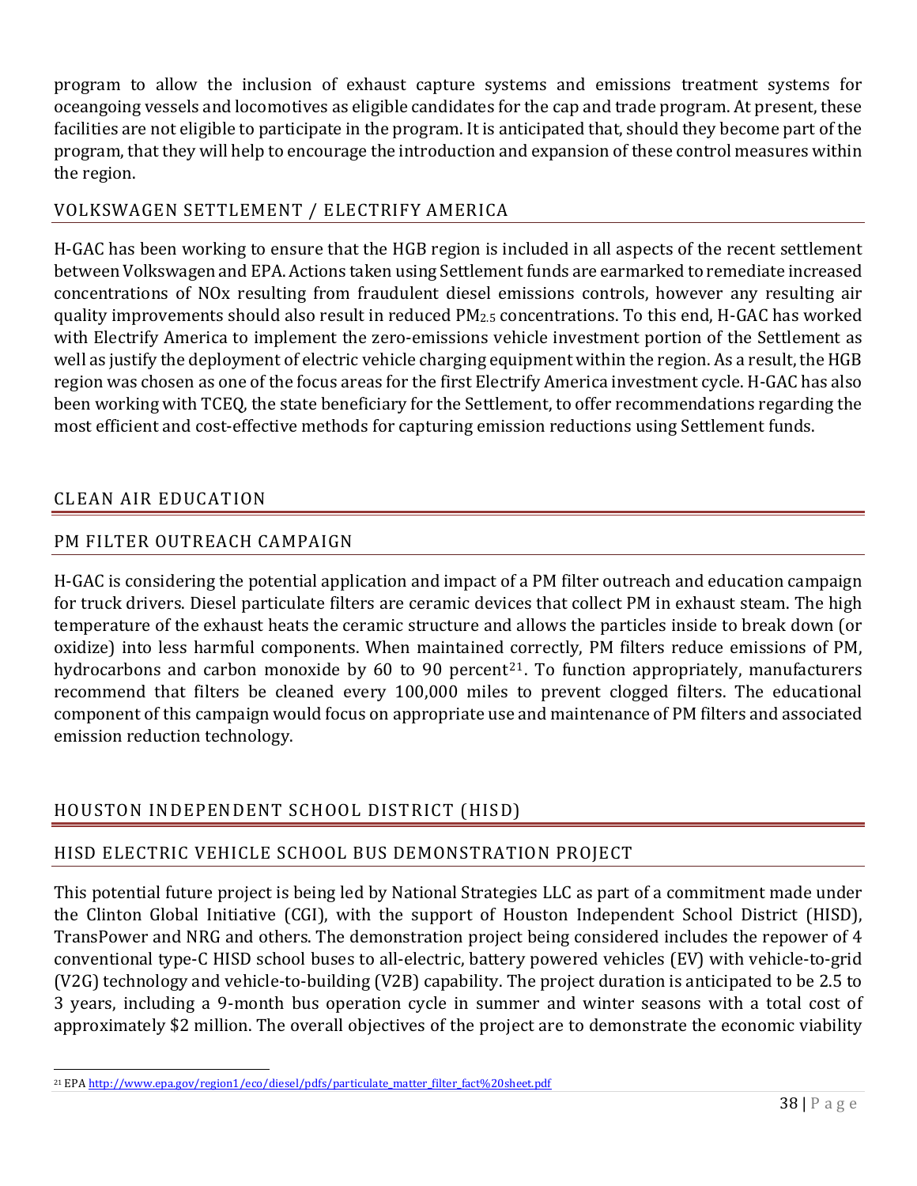program to allow the inclusion of exhaust capture systems and emissions treatment systems for oceangoing vessels and locomotives as eligible candidates for the cap and trade program. At present, these facilities are not eligible to participate in the program. It is anticipated that, should they become part of the program, that they will help to encourage the introduction and expansion of these control measures within the region.

### VOLKSWAGEN SETTLEMENT / ELECTRIFY AMERICA

H-GAC has been working to ensure that the HGB region is included in all aspects of the recent settlement between Volkswagen and EPA. Actions taken using Settlement funds are earmarked to remediate increased concentrations of NOx resulting from fraudulent diesel emissions controls, however any resulting air quality improvements should also result in reduced $PM_{2.5}$ concentrations. To this end, H-GAC has worked with Electrify America to implement the zero-emissions vehicle investment portion of the Settlement as well as justify the deployment of electric vehicle charging equipment within the region. As a result, the HGB region was chosen as one of the focus areas for the first Electrify America investment cycle. H-GAC has also been working with TCEQ, the state beneficiary for the Settlement, to offer recommendations regarding the most efficient and cost-effective methods for capturing emission reductions using Settlement funds.

## CLEAN AIR EDUCATION

### PM FILTER OUTREACH CAMPAIGN

H-GAC is considering the potential application and impact of a PM filter outreach and education campaign for truck drivers. Diesel particulate filters are ceramic devices that collect PM in exhaust steam. The high temperature of the exhaust heats the ceramic structure and allows the particles inside to break down (or oxidize) into less harmful components. When maintained correctly, PM filters reduce emissions of PM, hydrocarbons and carbon monoxide by 60 to 90 percent[21]. To function appropriately, manufacturers recommend that filters be cleaned every 100,000 miles to prevent clogged filters. The educational component of this campaign would focus on appropriate use and maintenance of PM filters and associated emission reduction technology.

## HOUSTON INDEPENDENT SCHOOL DISTRICT (HISD)

### HISD ELECTRIC VEHICLE SCHOOL BUS DEMONSTRATION PROJECT

This potential future project is being led by National Strategies LLC as part of a commitment made under the Clinton Global Initiative (CGI), with the support of Houston Independent School District (HISD), TransPower and NRG and others. The demonstration project being considered includes the repower of 4 conventional type-C HISD school buses to all-electric, battery powered vehicles (EV) with vehicle-to-grid (V2G) technology and vehicle-to-building (V2B) capability. The project duration is anticipated to be 2.5 to 3 years, including a 9-month bus operation cycle in summer and winter seasons with a total cost of approximately $2 million. The overall objectives of the project are to demonstrate the economic viability

[21] EPA http://www.epa.gov/region1/eco/diesel/pdfs/particulate_matter_filter_fact%20sheet.pdf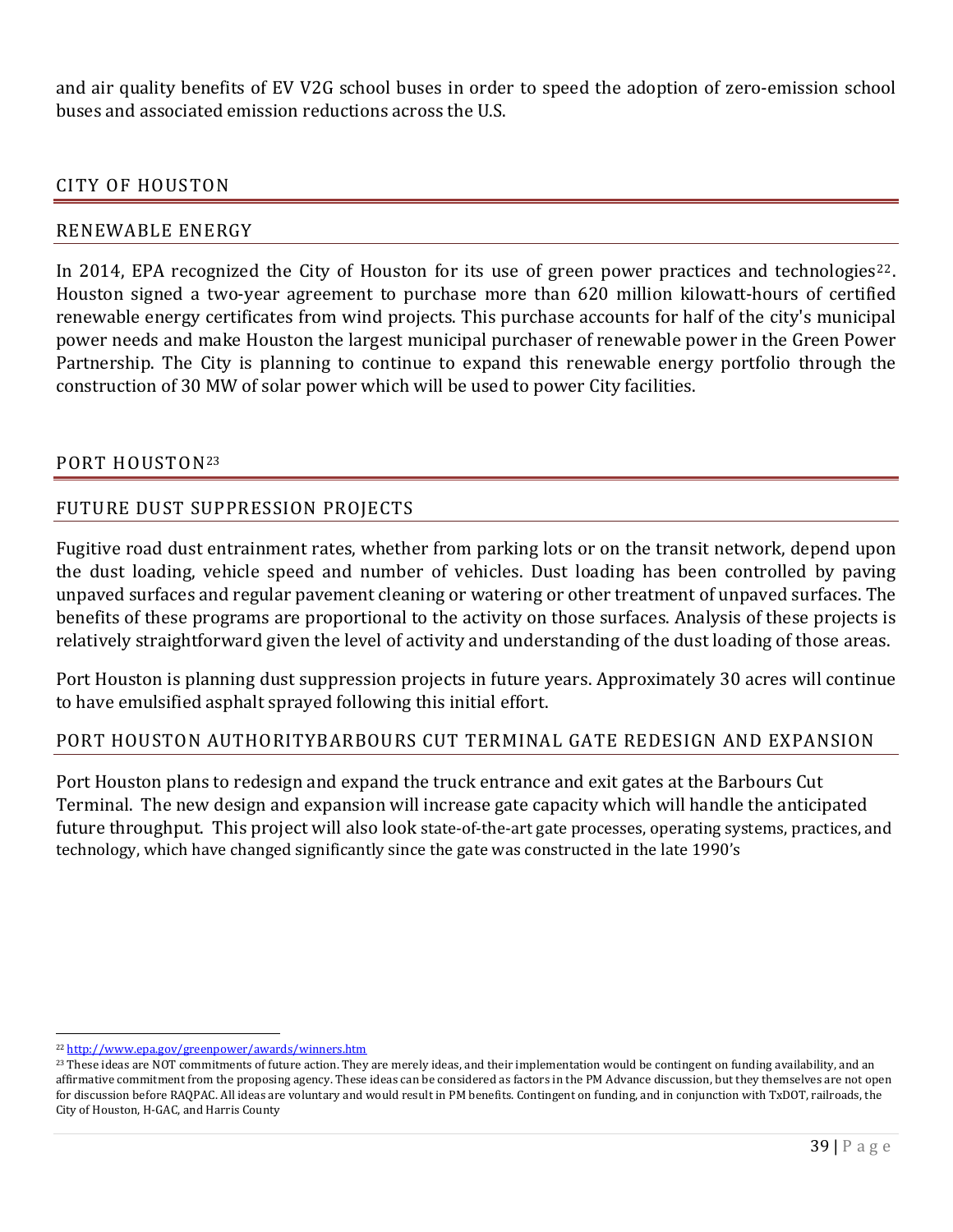and air quality benefits of EV V2G school buses in order to speed the adoption of zero-emission school buses and associated emission reductions across the U.S.

## CITY OF HOUSTON

### RENEWABLE ENERGY

In 2014, EPA recognized the City of Houston for its use of green power practices and technologies[22]. Houston signed a two-year agreement to purchase more than 620 million kilowatt-hours of certified renewable energy certificates from wind projects. This purchase accounts for half of the city's municipal power needs and make Houston the largest municipal purchaser of renewable power in the Green Power Partnership. The City is planning to continue to expand this renewable energy portfolio through the construction of 30 MW of solar power which will be used to power City facilities.

## PORT HOUSTON[23]

### FUTURE DUST SUPPRESSION PROJECTS

Fugitive road dust entrainment rates, whether from parking lots or on the transit network, depend upon the dust loading, vehicle speed and number of vehicles. Dust loading has been controlled by paving unpaved surfaces and regular pavement cleaning or watering or other treatment of unpaved surfaces. The benefits of these programs are proportional to the activity on those surfaces. Analysis of these projects is relatively straightforward given the level of activity and understanding of the dust loading of those areas.

Port Houston is planning dust suppression projects in future years. Approximately 30 acres will continue to have emulsified asphalt sprayed following this initial effort.

### PORT HOUSTON AUTHORITYBARBOURS CUT TERMINAL GATE REDESIGN AND EXPANSION

Port Houston plans to redesign and expand the truck entrance and exit gates at the Barbours Cut Terminal. The new design and expansion will increase gate capacity which will handle the anticipated future throughput. This project will also look state-of-the-art gate processes, operating systems, practices, and technology, which have changed significantly since the gate was constructed in the late 1990's

---

[22] http://www.epa.gov/greenpower/awards/winners.htm

[23] These ideas are NOT commitments of future action. They are merely ideas, and their implementation would be contingent on funding availability, and an affirmative commitment from the proposing agency. These ideas can be considered as factors in the PM Advance discussion, but they themselves are not open for discussion before RAQPAC. All ideas are voluntary and would result in PM benefits. Contingent on funding, and in conjunction with TxDOT, railroads, the City of Houston, H-GAC, and Harris County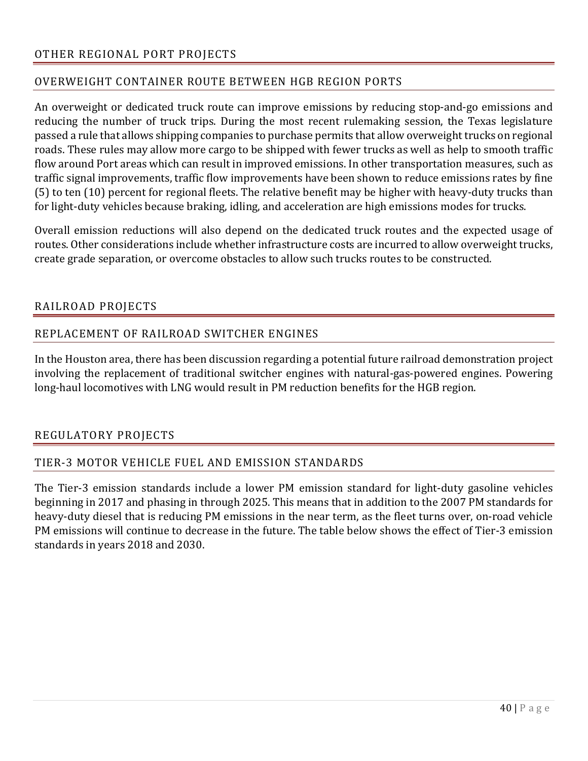## OTHER REGIONAL PORT PROJECTS

### OVERWEIGHT CONTAINER ROUTE BETWEEN HGB REGION PORTS

An overweight or dedicated truck route can improve emissions by reducing stop-and-go emissions and reducing the number of truck trips. During the most recent rulemaking session, the Texas legislature passed a rule that allows shipping companies to purchase permits that allow overweight trucks on regional roads. These rules may allow more cargo to be shipped with fewer trucks as well as help to smooth traffic flow around Port areas which can result in improved emissions. In other transportation measures, such as traffic signal improvements, traffic flow improvements have been shown to reduce emissions rates by fine (5) to ten (10) percent for regional fleets. The relative benefit may be higher with heavy-duty trucks than for light-duty vehicles because braking, idling, and acceleration are high emissions modes for trucks.

Overall emission reductions will also depend on the dedicated truck routes and the expected usage of routes. Other considerations include whether infrastructure costs are incurred to allow overweight trucks, create grade separation, or overcome obstacles to allow such trucks routes to be constructed.

## RAILROAD PROJECTS

### REPLACEMENT OF RAILROAD SWITCHER ENGINES

In the Houston area, there has been discussion regarding a potential future railroad demonstration project involving the replacement of traditional switcher engines with natural-gas-powered engines. Powering long-haul locomotives with LNG would result in PM reduction benefits for the HGB region.

## REGULATORY PROJECTS

### TIER-3 MOTOR VEHICLE FUEL AND EMISSION STANDARDS

The Tier-3 emission standards include a lower PM emission standard for light-duty gasoline vehicles beginning in 2017 and phasing in through 2025. This means that in addition to the 2007 PM standards for heavy-duty diesel that is reducing PM emissions in the near term, as the fleet turns over, on-road vehicle PM emissions will continue to decrease in the future. The table below shows the effect of Tier-3 emission standards in years 2018 and 2030.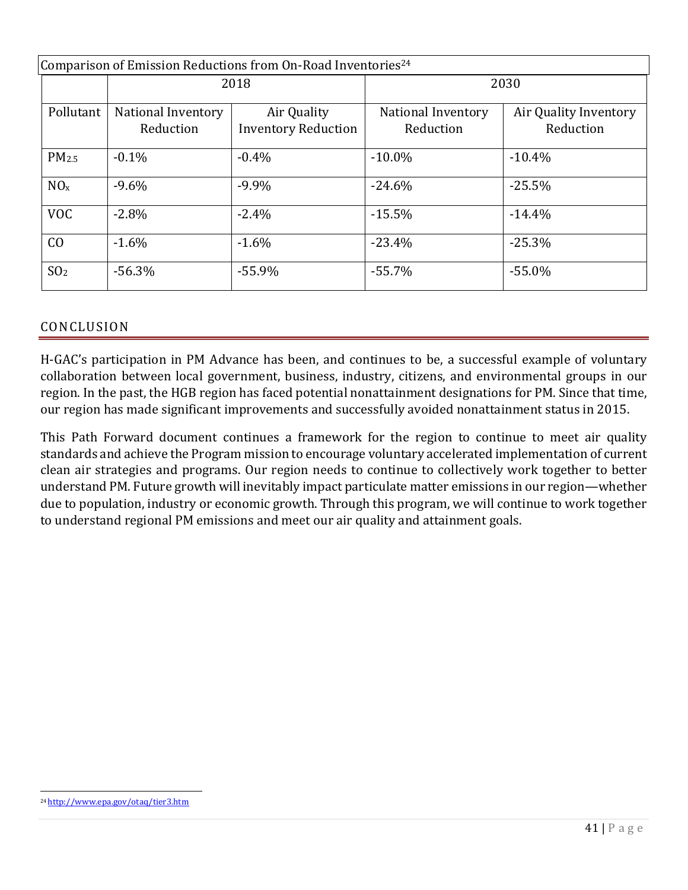| Comparison of Emission Reductions from On-Road Inventories[24] | | | | |
| --- | --- | --- | --- | --- |
| | 2018 | | 2030 | |
| Pollutant | National Inventory Reduction | Air Quality Inventory Reduction | National Inventory Reduction | Air Quality Inventory Reduction |
| $PM_{2.5}$ | -0.1% | -0.4% | -10.0% | -10.4% |
| $NO_x$ | -9.6% | -9.9% | -24.6% | -25.5% |
| VOC | -2.8% | -2.4% | -15.5% | -14.4% |
| CO | -1.6% | -1.6% | -23.4% | -25.3% |
| $SO_2$ | -56.3% | -55.9% | -55.7% | -55.0% |

## CONCLUSION

H-GAC's participation in PM Advance has been, and continues to be, a successful example of voluntary collaboration between local government, business, industry, citizens, and environmental groups in our region. In the past, the HGB region has faced potential nonattainment designations for PM. Since that time, our region has made significant improvements and successfully avoided nonattainment status in 2015.

This Path Forward document continues a framework for the region to continue to meet air quality standards and achieve the Program mission to encourage voluntary accelerated implementation of current clean air strategies and programs. Our region needs to continue to collectively work together to better understand PM. Future growth will inevitably impact particulate matter emissions in our region—whether due to population, industry or economic growth. Through this program, we will continue to work together to understand regional PM emissions and meet our air quality and attainment goals.

[24] http://www.epa.gov/otaq/tier3.htm